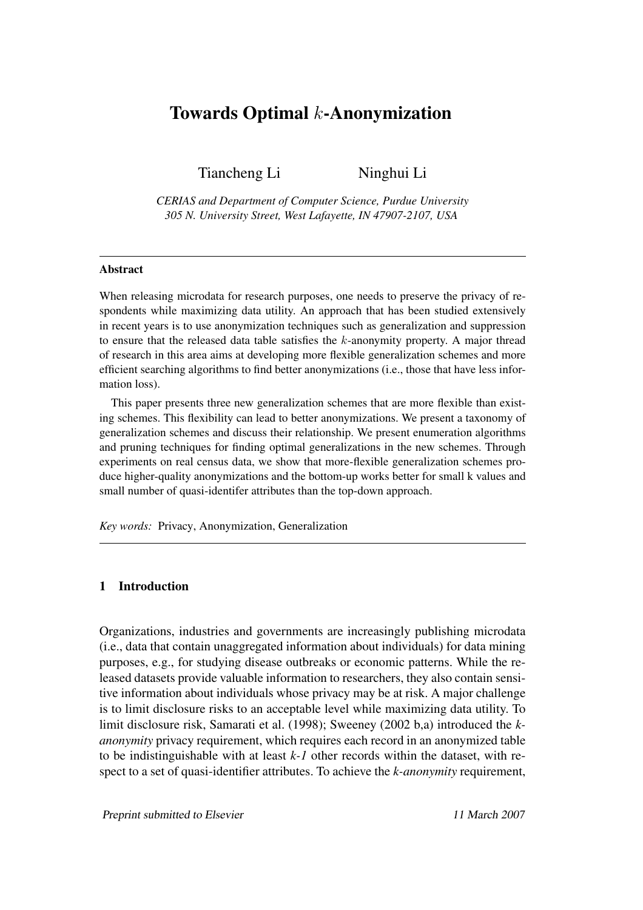# Towards Optimal $k$-Anonymization

Tiancheng Li    Ninghui Li

*CERIAS and Department of Computer Science, Purdue University*
*305 N. University Street, West Lafayette, IN 47907-2107, USA*

---

**Abstract**

When releasing microdata for research purposes, one needs to preserve the privacy of respondents while maximizing data utility. An approach that has been studied extensively in recent years is to use anonymization techniques such as generalization and suppression to ensure that the released data table satisfies the $k$-anonymity property. A major thread of research in this area aims at developing more flexible generalization schemes and more efficient searching algorithms to find better anonymizations (i.e., those that have less information loss).

This paper presents three new generalization schemes that are more flexible than existing schemes. This flexibility can lead to better anonymizations. We present a taxonomy of generalization schemes and discuss their relationship. We present enumeration algorithms and pruning techniques for finding optimal generalizations in the new schemes. Through experiments on real census data, we show that more-flexible generalization schemes produce higher-quality anonymizations and the bottom-up works better for small k values and small number of quasi-identifer attributes than the top-down approach.

*Key words:* Privacy, Anonymization, Generalization

---

## 1 Introduction

Organizations, industries and governments are increasingly publishing microdata (i.e., data that contain unaggregated information about individuals) for data mining purposes, e.g., for studying disease outbreaks or economic patterns. While the released datasets provide valuable information to researchers, they also contain sensitive information about individuals whose privacy may be at risk. A major challenge is to limit disclosure risks to an acceptable level while maximizing data utility. To limit disclosure risk, Samarati et al. (1998); Sweeney (2002 b,a) introduced the *k-anonymity* privacy requirement, which requires each record in an anonymized table to be indistinguishable with at least *k-1* other records within the dataset, with respect to a set of quasi-identifier attributes. To achieve the *k-anonymity* requirement,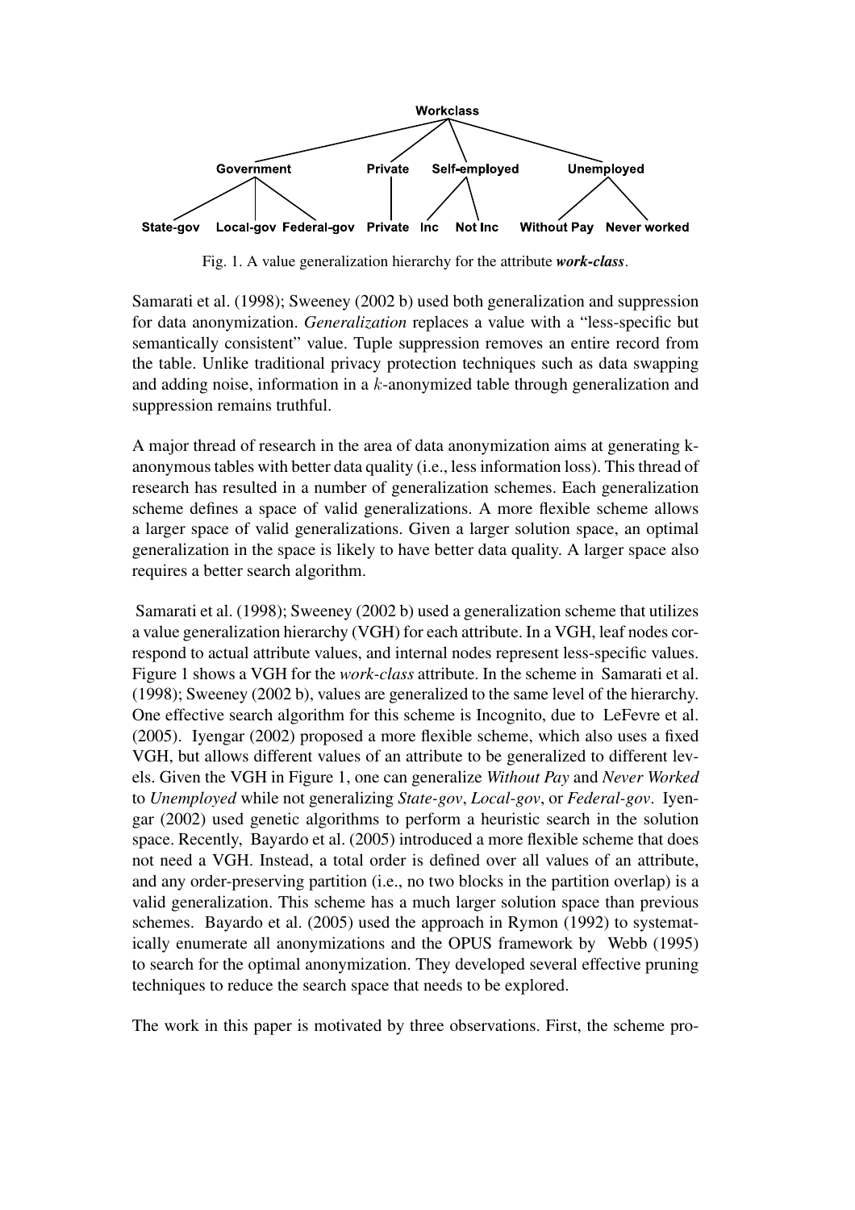Workclass

Government — State-gov, Local-gov, Federal-gov
Private — Private
Self-employed — Inc, Not Inc
Unemployed — Without Pay, Never worked

Fig. 1. A value generalization hierarchy for the attribute ***work-class***.

Samarati et al. (1998); Sweeney (2002 b) used both generalization and suppression for data anonymization. *Generalization* replaces a value with a "less-specific but semantically consistent" value. Tuple suppression removes an entire record from the table. Unlike traditional privacy protection techniques such as data swapping and adding noise, information in a $k$-anonymized table through generalization and suppression remains truthful.

A major thread of research in the area of data anonymization aims at generating k-anonymous tables with better data quality (i.e., less information loss). This thread of research has resulted in a number of generalization schemes. Each generalization scheme defines a space of valid generalizations. A more flexible scheme allows a larger space of valid generalizations. Given a larger solution space, an optimal generalization in the space is likely to have better data quality. A larger space also requires a better search algorithm.

Samarati et al. (1998); Sweeney (2002 b) used a generalization scheme that utilizes a value generalization hierarchy (VGH) for each attribute. In a VGH, leaf nodes correspond to actual attribute values, and internal nodes represent less-specific values. Figure 1 shows a VGH for the *work-class* attribute. In the scheme in Samarati et al. (1998); Sweeney (2002 b), values are generalized to the same level of the hierarchy. One effective search algorithm for this scheme is Incognito, due to LeFevre et al. (2005). Iyengar (2002) proposed a more flexible scheme, which also uses a fixed VGH, but allows different values of an attribute to be generalized to different levels. Given the VGH in Figure 1, one can generalize *Without Pay* and *Never Worked* to *Unemployed* while not generalizing *State-gov*, *Local-gov*, or *Federal-gov*. Iyengar (2002) used genetic algorithms to perform a heuristic search in the solution space. Recently, Bayardo et al. (2005) introduced a more flexible scheme that does not need a VGH. Instead, a total order is defined over all values of an attribute, and any order-preserving partition (i.e., no two blocks in the partition overlap) is a valid generalization. This scheme has a much larger solution space than previous schemes. Bayardo et al. (2005) used the approach in Rymon (1992) to systematically enumerate all anonymizations and the OPUS framework by Webb (1995) to search for the optimal anonymization. They developed several effective pruning techniques to reduce the search space that needs to be explored.

The work in this paper is motivated by three observations. First, the scheme pro-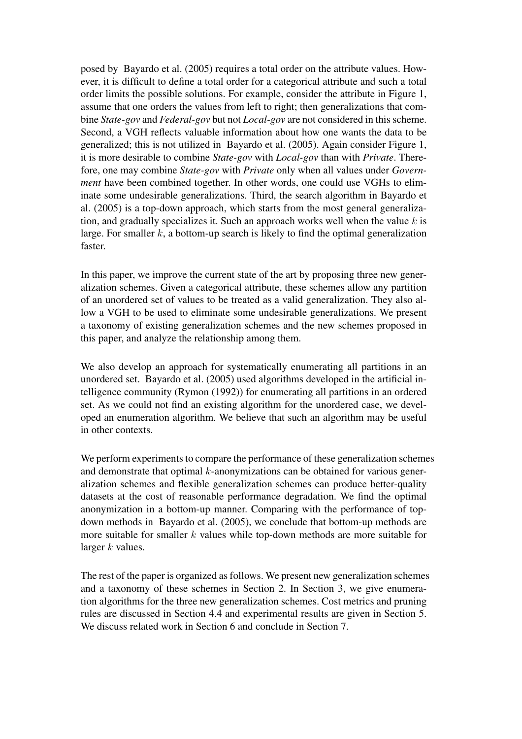posed by Bayardo et al. (2005) requires a total order on the attribute values. However, it is difficult to define a total order for a categorical attribute and such a total order limits the possible solutions. For example, consider the attribute in Figure 1, assume that one orders the values from left to right; then generalizations that combine *State-gov* and *Federal-gov* but not *Local-gov* are not considered in this scheme. Second, a VGH reflects valuable information about how one wants the data to be generalized; this is not utilized in Bayardo et al. (2005). Again consider Figure 1, it is more desirable to combine *State-gov* with *Local-gov* than with *Private*. Therefore, one may combine *State-gov* with *Private* only when all values under *Government* have been combined together. In other words, one could use VGHs to eliminate some undesirable generalizations. Third, the search algorithm in Bayardo et al. (2005) is a top-down approach, which starts from the most general generalization, and gradually specializes it. Such an approach works well when the value $k$ is large. For smaller $k$, a bottom-up search is likely to find the optimal generalization faster.

In this paper, we improve the current state of the art by proposing three new generalization schemes. Given a categorical attribute, these schemes allow any partition of an unordered set of values to be treated as a valid generalization. They also allow a VGH to be used to eliminate some undesirable generalizations. We present a taxonomy of existing generalization schemes and the new schemes proposed in this paper, and analyze the relationship among them.

We also develop an approach for systematically enumerating all partitions in an unordered set. Bayardo et al. (2005) used algorithms developed in the artificial intelligence community (Rymon (1992)) for enumerating all partitions in an ordered set. As we could not find an existing algorithm for the unordered case, we developed an enumeration algorithm. We believe that such an algorithm may be useful in other contexts.

We perform experiments to compare the performance of these generalization schemes and demonstrate that optimal $k$-anonymizations can be obtained for various generalization schemes and flexible generalization schemes can produce better-quality datasets at the cost of reasonable performance degradation. We find the optimal anonymization in a bottom-up manner. Comparing with the performance of top-down methods in Bayardo et al. (2005), we conclude that bottom-up methods are more suitable for smaller $k$ values while top-down methods are more suitable for larger $k$ values.

The rest of the paper is organized as follows. We present new generalization schemes and a taxonomy of these schemes in Section 2. In Section 3, we give enumeration algorithms for the three new generalization schemes. Cost metrics and pruning rules are discussed in Section 4.4 and experimental results are given in Section 5. We discuss related work in Section 6 and conclude in Section 7.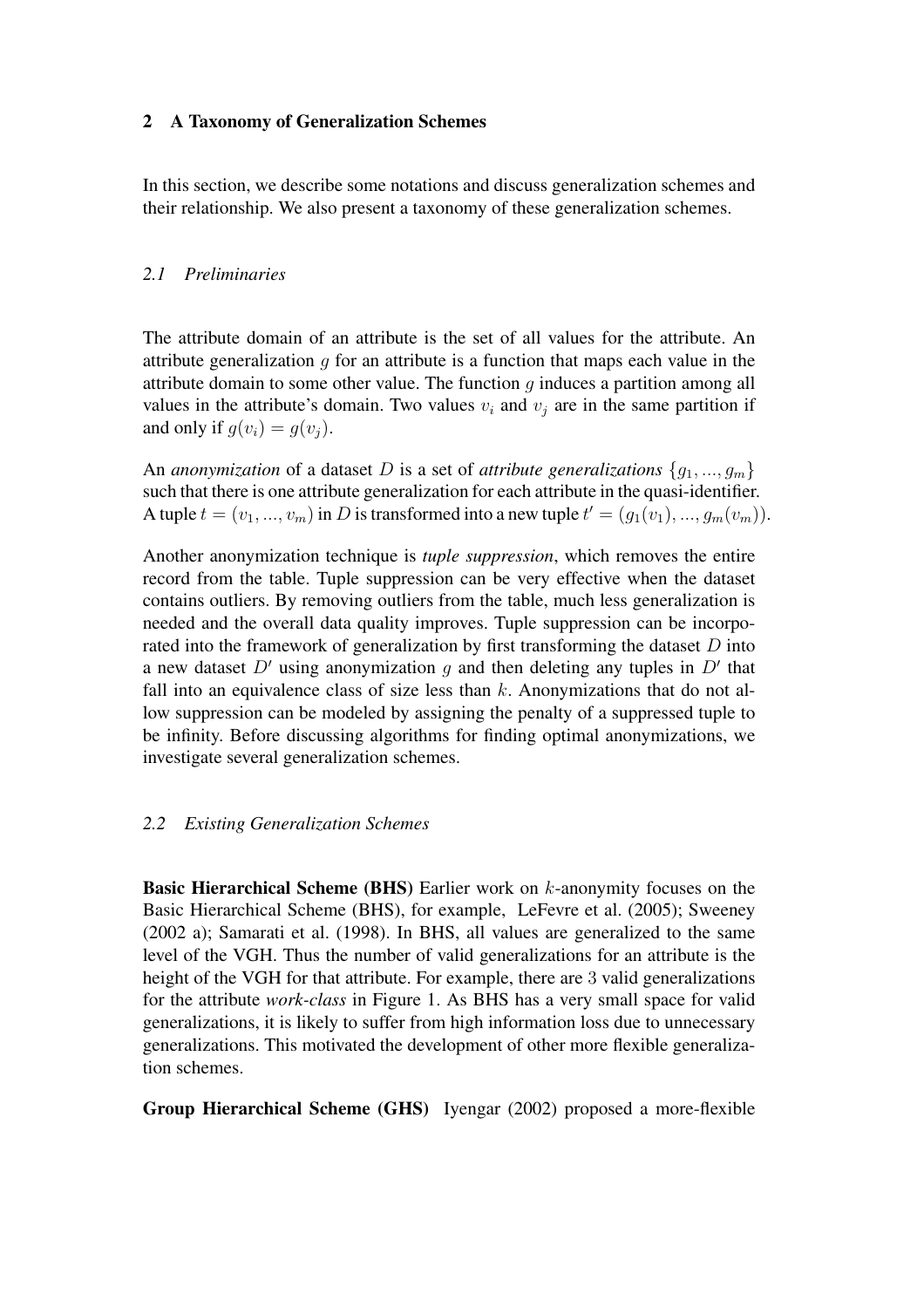## 2 A Taxonomy of Generalization Schemes

In this section, we describe some notations and discuss generalization schemes and their relationship. We also present a taxonomy of these generalization schemes.

### *2.1 Preliminaries*

The attribute domain of an attribute is the set of all values for the attribute. An attribute generalization $g$ for an attribute is a function that maps each value in the attribute domain to some other value. The function $g$ induces a partition among all values in the attribute's domain. Two values $v_i$ and $v_j$ are in the same partition if and only if $g(v_i) = g(v_j)$.

An *anonymization* of a dataset $D$ is a set of *attribute generalizations* $\{g_1, ..., g_m\}$ such that there is one attribute generalization for each attribute in the quasi-identifier. A tuple $t = (v_1, ..., v_m)$ in $D$ is transformed into a new tuple $t' = (g_1(v_1), ..., g_m(v_m))$.

Another anonymization technique is *tuple suppression*, which removes the entire record from the table. Tuple suppression can be very effective when the dataset contains outliers. By removing outliers from the table, much less generalization is needed and the overall data quality improves. Tuple suppression can be incorporated into the framework of generalization by first transforming the dataset $D$ into a new dataset $D'$ using anonymization $g$ and then deleting any tuples in $D'$ that fall into an equivalence class of size less than $k$. Anonymizations that do not allow suppression can be modeled by assigning the penalty of a suppressed tuple to be infinity. Before discussing algorithms for finding optimal anonymizations, we investigate several generalization schemes.

### *2.2 Existing Generalization Schemes*

**Basic Hierarchical Scheme (BHS)** Earlier work on $k$-anonymity focuses on the Basic Hierarchical Scheme (BHS), for example, LeFevre et al. (2005); Sweeney (2002 a); Samarati et al. (1998). In BHS, all values are generalized to the same level of the VGH. Thus the number of valid generalizations for an attribute is the height of the VGH for that attribute. For example, there are 3 valid generalizations for the attribute *work-class* in Figure 1. As BHS has a very small space for valid generalizations, it is likely to suffer from high information loss due to unnecessary generalizations. This motivated the development of other more flexible generalization schemes.

**Group Hierarchical Scheme (GHS)** Iyengar (2002) proposed a more-flexible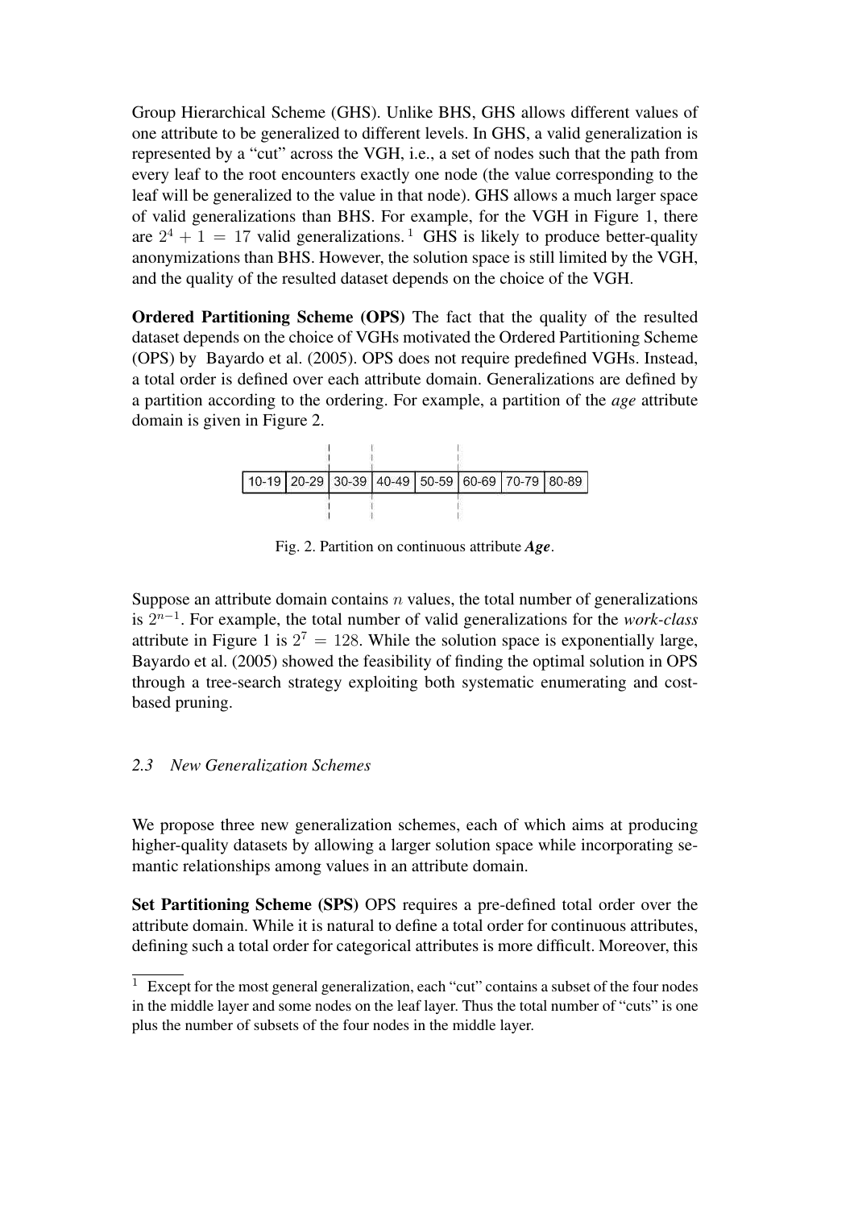Group Hierarchical Scheme (GHS). Unlike BHS, GHS allows different values of one attribute to be generalized to different levels. In GHS, a valid generalization is represented by a "cut" across the VGH, i.e., a set of nodes such that the path from every leaf to the root encounters exactly one node (the value corresponding to the leaf will be generalized to the value in that node). GHS allows a much larger space of valid generalizations than BHS. For example, for the VGH in Figure 1, there are $2^4 + 1 = 17$ valid generalizations. [1] GHS is likely to produce better-quality anonymizations than BHS. However, the solution space is still limited by the VGH, and the quality of the resulted dataset depends on the choice of the VGH.

**Ordered Partitioning Scheme (OPS)** The fact that the quality of the resulted dataset depends on the choice of VGHs motivated the Ordered Partitioning Scheme (OPS) by Bayardo et al. (2005). OPS does not require predefined VGHs. Instead, a total order is defined over each attribute domain. Generalizations are defined by a partition according to the ordering. For example, a partition of the *age* attribute domain is given in Figure 2.

| 10-19 | 20-29 | 30-39 | 40-49 | 50-59 | 60-69 | 70-79 | 80-89 |
|---|---|---|---|---|---|---|---|

Fig. 2. Partition on continuous attribute ***Age***.

Suppose an attribute domain contains $n$ values, the total number of generalizations is $2^{n-1}$. For example, the total number of valid generalizations for the *work-class* attribute in Figure 1 is $2^7 = 128$. While the solution space is exponentially large, Bayardo et al. (2005) showed the feasibility of finding the optimal solution in OPS through a tree-search strategy exploiting both systematic enumerating and cost-based pruning.

### *2.3 New Generalization Schemes*

We propose three new generalization schemes, each of which aims at producing higher-quality datasets by allowing a larger solution space while incorporating semantic relationships among values in an attribute domain.

**Set Partitioning Scheme (SPS)** OPS requires a pre-defined total order over the attribute domain. While it is natural to define a total order for continuous attributes, defining such a total order for categorical attributes is more difficult. Moreover, this

[1] Except for the most general generalization, each "cut" contains a subset of the four nodes in the middle layer and some nodes on the leaf layer. Thus the total number of "cuts" is one plus the number of subsets of the four nodes in the middle layer.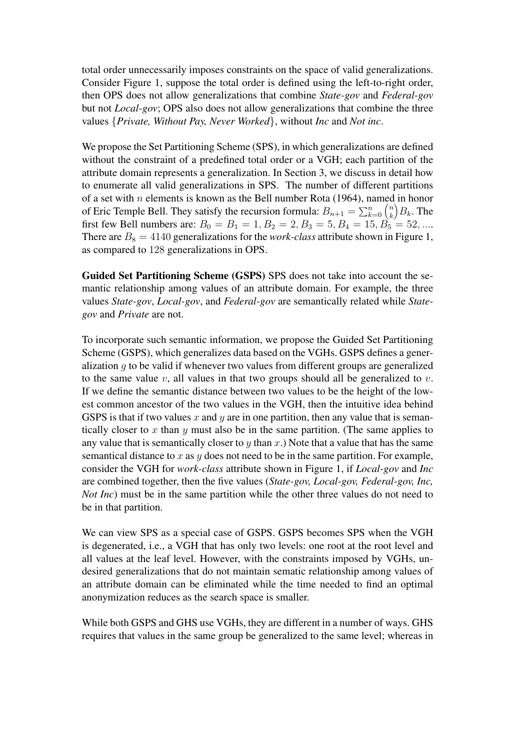total order unnecessarily imposes constraints on the space of valid generalizations. Consider Figure 1, suppose the total order is defined using the left-to-right order, then OPS does not allow generalizations that combine *State-gov* and *Federal-gov* but not *Local-gov*; OPS also does not allow generalizations that combine the three values {*Private, Without Pay, Never Worked*}, without *Inc* and *Not inc*.

We propose the Set Partitioning Scheme (SPS), in which generalizations are defined without the constraint of a predefined total order or a VGH; each partition of the attribute domain represents a generalization. In Section 3, we discuss in detail how to enumerate all valid generalizations in SPS. The number of different partitions of a set with $n$ elements is known as the Bell number Rota (1964), named in honor of Eric Temple Bell. They satisfy the recursion formula: $B_{n+1} = \sum_{k=0}^{n} \binom{n}{k} B_k$. The first few Bell numbers are: $B_0 = B_1 = 1, B_2 = 2, B_3 = 5, B_4 = 15, B_5 = 52, ....$ There are $B_8 = 4140$ generalizations for the *work-class* attribute shown in Figure 1, as compared to $128$ generalizations in OPS.

**Guided Set Partitioning Scheme (GSPS)** SPS does not take into account the semantic relationship among values of an attribute domain. For example, the three values *State-gov*, *Local-gov*, and *Federal-gov* are semantically related while *State-gov* and *Private* are not.

To incorporate such semantic information, we propose the Guided Set Partitioning Scheme (GSPS), which generalizes data based on the VGHs. GSPS defines a generalization $g$ to be valid if whenever two values from different groups are generalized to the same value $v$, all values in that two groups should all be generalized to $v$. If we define the semantic distance between two values to be the height of the lowest common ancestor of the two values in the VGH, then the intuitive idea behind GSPS is that if two values $x$ and $y$ are in one partition, then any value that is semantically closer to $x$ than $y$ must also be in the same partition. (The same applies to any value that is semantically closer to $y$ than $x$.) Note that a value that has the same semantical distance to $x$ as $y$ does not need to be in the same partition. For example, consider the VGH for *work-class* attribute shown in Figure 1, if *Local-gov* and *Inc* are combined together, then the five values (*State-gov, Local-gov, Federal-gov, Inc, Not Inc*) must be in the same partition while the other three values do not need to be in that partition.

We can view SPS as a special case of GSPS. GSPS becomes SPS when the VGH is degenerated, i.e., a VGH that has only two levels: one root at the root level and all values at the leaf level. However, with the constraints imposed by VGHs, undesired generalizations that do not maintain sematic relationship among values of an attribute domain can be eliminated while the time needed to find an optimal anonymization reduces as the search space is smaller.

While both GSPS and GHS use VGHs, they are different in a number of ways. GHS requires that values in the same group be generalized to the same level; whereas in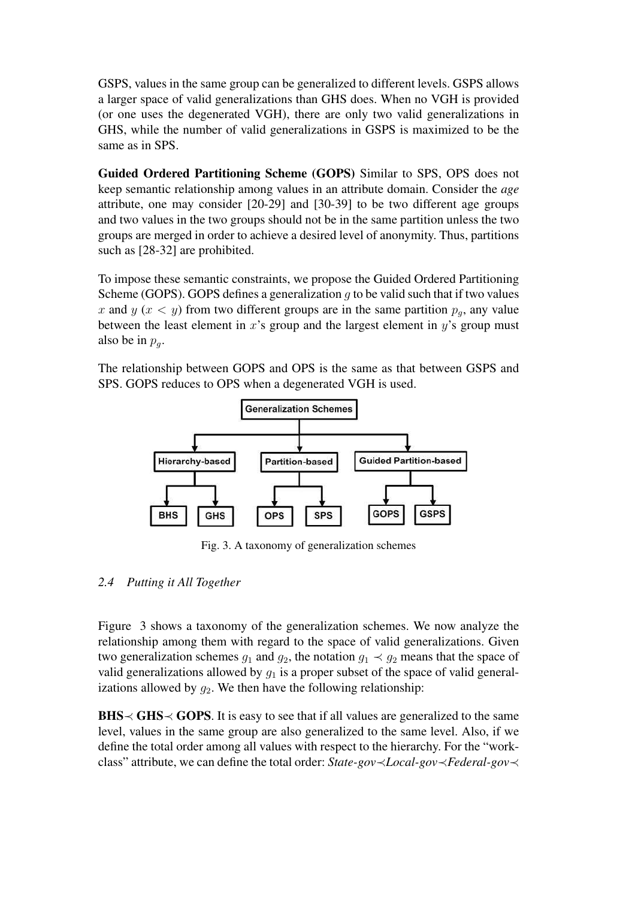GSPS, values in the same group can be generalized to different levels. GSPS allows a larger space of valid generalizations than GHS does. When no VGH is provided (or one uses the degenerated VGH), there are only two valid generalizations in GHS, while the number of valid generalizations in GSPS is maximized to be the same as in SPS.

**Guided Ordered Partitioning Scheme (GOPS)** Similar to SPS, OPS does not keep semantic relationship among values in an attribute domain. Consider the *age* attribute, one may consider [20-29] and [30-39] to be two different age groups and two values in the two groups should not be in the same partition unless the two groups are merged in order to achieve a desired level of anonymity. Thus, partitions such as [28-32] are prohibited.

To impose these semantic constraints, we propose the Guided Ordered Partitioning Scheme (GOPS). GOPS defines a generalization $g$ to be valid such that if two values $x$ and $y$ ($x < y$) from two different groups are in the same partition $p_g$, any value between the least element in $x$'s group and the largest element in $y$'s group must also be in $p_g$.

The relationship between GOPS and OPS is the same as that between GSPS and SPS. GOPS reduces to OPS when a degenerated VGH is used.

Fig. 3. A taxonomy of generalization schemes

### 2.4 Putting it All Together

Figure 3 shows a taxonomy of the generalization schemes. We now analyze the relationship among them with regard to the space of valid generalizations. Given two generalization schemes $g_1$ and $g_2$, the notation $g_1 \prec g_2$ means that the space of valid generalizations allowed by $g_1$ is a proper subset of the space of valid generalizations allowed by $g_2$. We then have the following relationship:

**BHS$\prec$ GHS$\prec$ GOPS**. It is easy to see that if all values are generalized to the same level, values in the same group are also generalized to the same level. Also, if we define the total order among all values with respect to the hierarchy. For the "work-class" attribute, we can define the total order: *State-gov$\prec$Local-gov$\prec$Federal-gov$\prec$*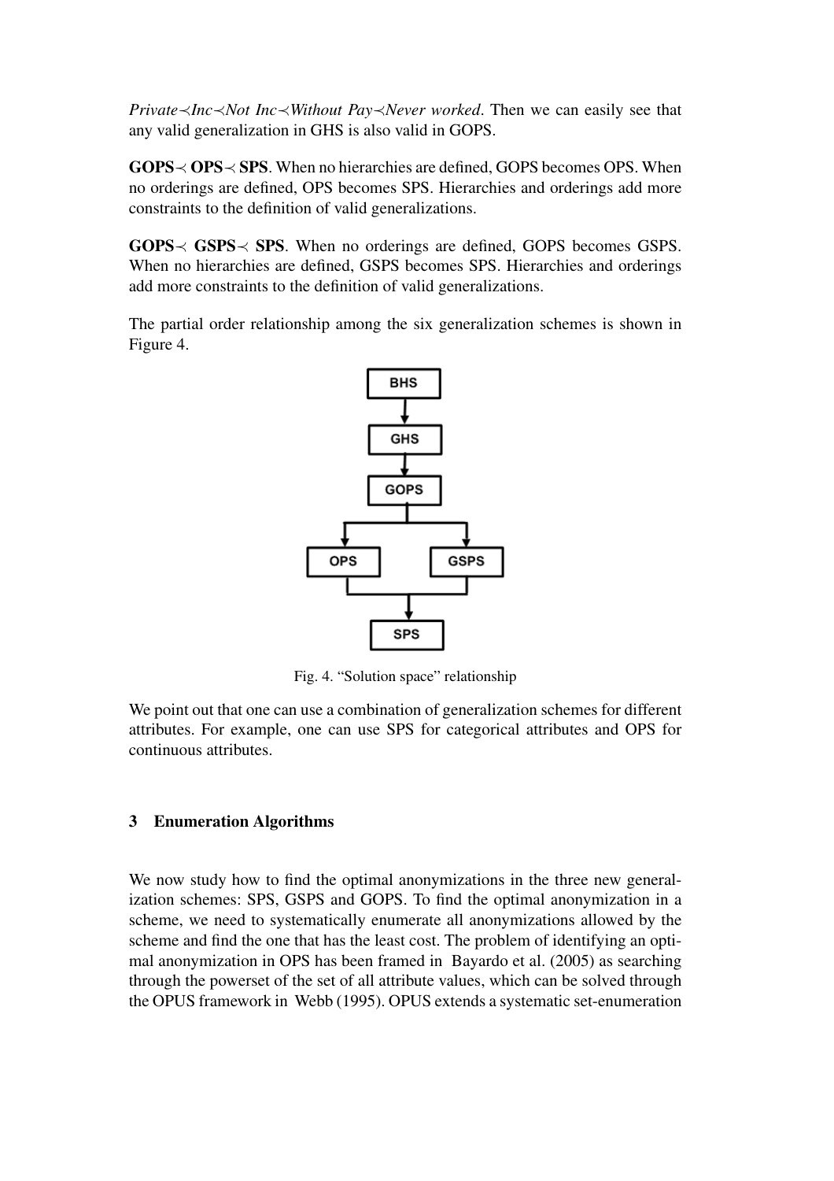*Private*$\prec$*Inc*$\prec$*Not Inc*$\prec$*Without Pay*$\prec$*Never worked*. Then we can easily see that any valid generalization in GHS is also valid in GOPS.

**GOPS**$\prec$ **OPS**$\prec$ **SPS**. When no hierarchies are defined, GOPS becomes OPS. When no orderings are defined, OPS becomes SPS. Hierarchies and orderings add more constraints to the definition of valid generalizations.

**GOPS**$\prec$ **GSPS**$\prec$ **SPS**. When no orderings are defined, GOPS becomes GSPS. When no hierarchies are defined, GSPS becomes SPS. Hierarchies and orderings add more constraints to the definition of valid generalizations.

The partial order relationship among the six generalization schemes is shown in Figure 4.

Fig. 4. "Solution space" relationship

We point out that one can use a combination of generalization schemes for different attributes. For example, one can use SPS for categorical attributes and OPS for continuous attributes.

## 3 Enumeration Algorithms

We now study how to find the optimal anonymizations in the three new generalization schemes: SPS, GSPS and GOPS. To find the optimal anonymization in a scheme, we need to systematically enumerate all anonymizations allowed by the scheme and find the one that has the least cost. The problem of identifying an optimal anonymization in OPS has been framed in Bayardo et al. (2005) as searching through the powerset of the set of all attribute values, which can be solved through the OPUS framework in Webb (1995). OPUS extends a systematic set-enumeration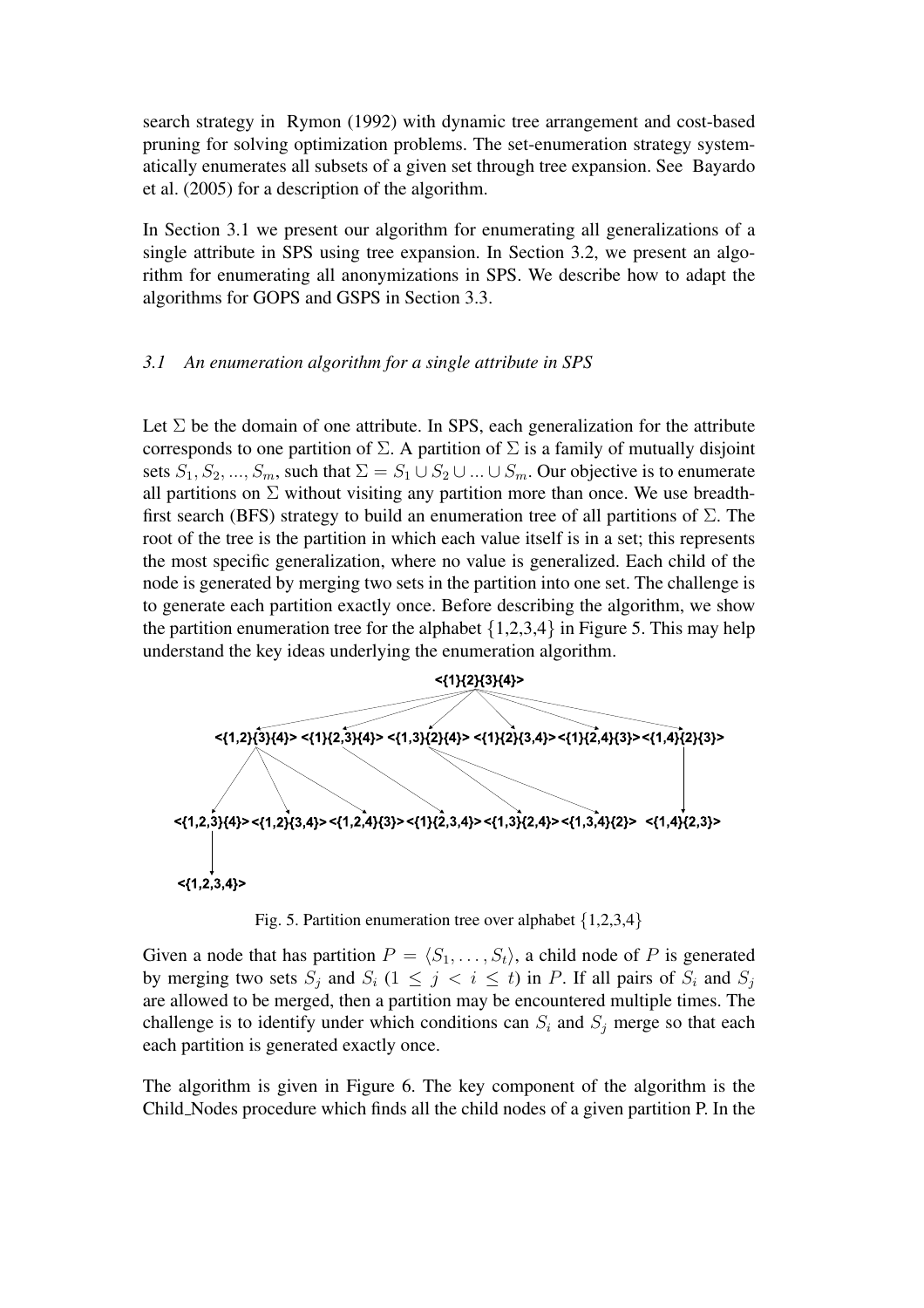search strategy in Rymon (1992) with dynamic tree arrangement and cost-based pruning for solving optimization problems. The set-enumeration strategy systematically enumerates all subsets of a given set through tree expansion. See Bayardo et al. (2005) for a description of the algorithm.

In Section 3.1 we present our algorithm for enumerating all generalizations of a single attribute in SPS using tree expansion. In Section 3.2, we present an algorithm for enumerating all anonymizations in SPS. We describe how to adapt the algorithms for GOPS and GSPS in Section 3.3.

### *3.1 An enumeration algorithm for a single attribute in SPS*

Let $\Sigma$ be the domain of one attribute. In SPS, each generalization for the attribute corresponds to one partition of $\Sigma$. A partition of $\Sigma$ is a family of mutually disjoint sets $S_1, S_2, ..., S_m$, such that $\Sigma = S_1 \cup S_2 \cup ... \cup S_m$. Our objective is to enumerate all partitions on $\Sigma$ without visiting any partition more than once. We use breadth-first search (BFS) strategy to build an enumeration tree of all partitions of $\Sigma$. The root of the tree is the partition in which each value itself is in a set; this represents the most specific generalization, where no value is generalized. Each child of the node is generated by merging two sets in the partition into one set. The challenge is to generate each partition exactly once. Before describing the algorithm, we show the partition enumeration tree for the alphabet $\{1,2,3,4\}$ in Figure 5. This may help understand the key ideas underlying the enumeration algorithm.

Fig. 5. Partition enumeration tree over alphabet $\{1,2,3,4\}$

Given a node that has partition $P = \langle S_1, \ldots, S_t \rangle$, a child node of $P$ is generated by merging two sets $S_j$ and $S_i$ ($1 \leq j < i \leq t$) in $P$. If all pairs of $S_i$ and $S_j$ are allowed to be merged, then a partition may be encountered multiple times. The challenge is to identify under which conditions can $S_i$ and $S_j$ merge so that each each partition is generated exactly once.

The algorithm is given in Figure 6. The key component of the algorithm is the Child_Nodes procedure which finds all the child nodes of a given partition P. In the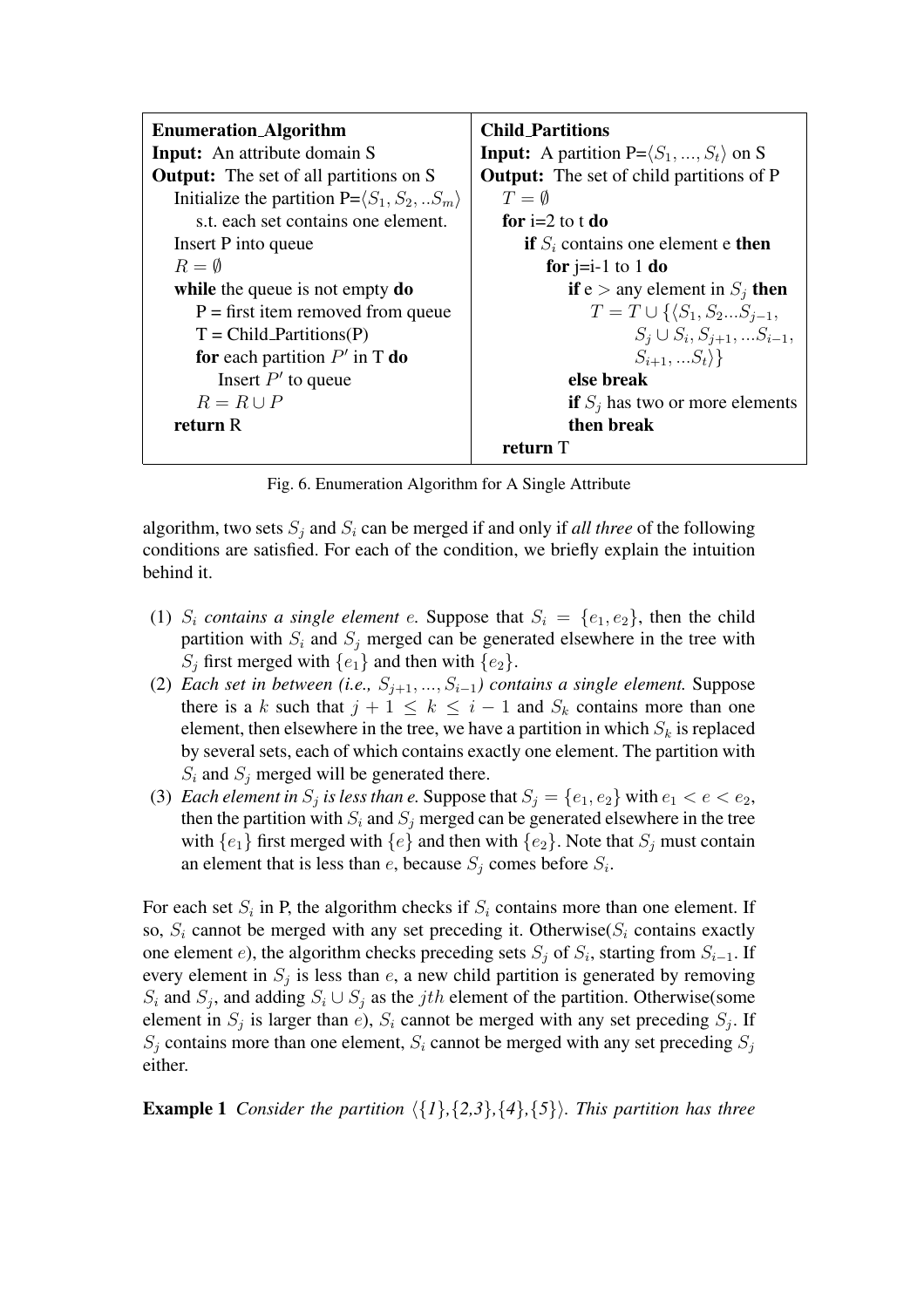| **Enumeration_Algorithm** | **Child_Partitions** |
|---|---|
| **Input:** An attribute domain S | **Input:** A partition P=$\langle S_1, ..., S_t \rangle$ on S |
| **Output:** The set of all partitions on S | **Output:** The set of child partitions of P |
| Initialize the partition P=$\langle S_1, S_2, ..S_m \rangle$ s.t. each set contains one element. | $T = \emptyset$ |
| Insert P into queue | **for** i=2 to t **do** |
| $R = \emptyset$ | **if** $S_i$ contains one element e **then** |
| **while** the queue is not empty **do** | **for** j=i-1 to 1 **do** |
| P = first item removed from queue | **if** e > any element in $S_j$ **then** |
| T = Child_Partitions(P) | $T = T \cup \{\langle S_1, S_2 ... S_{j-1}, S_j \cup S_i, S_{j+1}, ... S_{i-1}, S_{i+1}, ... S_t \rangle\}$ |
| **for** each partition $P'$ in T **do** | **else break** |
| Insert $P'$ to queue | **if** $S_j$ has two or more elements **then break** |
| $R = R \cup P$ | **return** T |
| **return** R | |

Fig. 6. Enumeration Algorithm for A Single Attribute

algorithm, two sets $S_j$ and $S_i$ can be merged if and only if *all three* of the following conditions are satisfied. For each of the condition, we briefly explain the intuition behind it.

(1) *$S_i$ contains a single element $e$.* Suppose that $S_i = \{e_1, e_2\}$, then the child partition with $S_i$ and $S_j$ merged can be generated elsewhere in the tree with $S_j$ first merged with $\{e_1\}$ and then with $\{e_2\}$.

(2) *Each set in between (i.e., $S_{j+1}, ..., S_{i-1}$) contains a single element.* Suppose there is a $k$ such that $j + 1 \leq k \leq i - 1$ and $S_k$ contains more than one element, then elsewhere in the tree, we have a partition in which $S_k$ is replaced by several sets, each of which contains exactly one element. The partition with $S_i$ and $S_j$ merged will be generated there.

(3) *Each element in $S_j$ is less than e.* Suppose that $S_j = \{e_1, e_2\}$ with $e_1 < e < e_2$, then the partition with $S_i$ and $S_j$ merged can be generated elsewhere in the tree with $\{e_1\}$ first merged with $\{e\}$ and then with $\{e_2\}$. Note that $S_j$ must contain an element that is less than $e$, because $S_j$ comes before $S_i$.

For each set $S_i$ in P, the algorithm checks if $S_i$ contains more than one element. If so, $S_i$ cannot be merged with any set preceding it. Otherwise($S_i$ contains exactly one element $e$), the algorithm checks preceding sets $S_j$ of $S_i$, starting from $S_{i-1}$. If every element in $S_j$ is less than $e$, a new child partition is generated by removing $S_i$ and $S_j$, and adding $S_i \cup S_j$ as the $jth$ element of the partition. Otherwise(some element in $S_j$ is larger than $e$), $S_i$ cannot be merged with any set preceding $S_j$. If $S_j$ contains more than one element, $S_i$ cannot be merged with any set preceding $S_j$ either.

**Example 1** *Consider the partition $\langle$\{1\},\{2,3\},\{4\},\{5\}$\rangle$. This partition has three*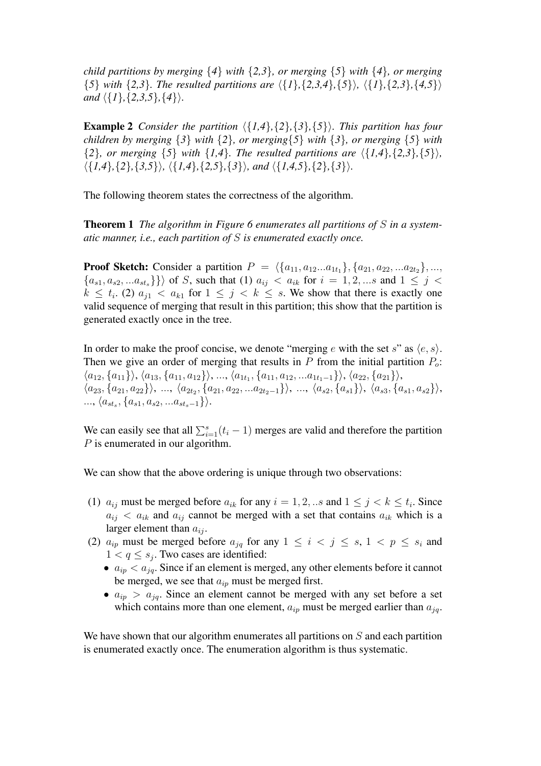*child partitions by merging {4} with {2,3}, or merging {5} with {4}, or merging {5} with {2,3}. The resulted partitions are ⟨{1},{2,3,4},{5}⟩, ⟨{1},{2,3},{4,5}⟩ and ⟨{1},{2,3,5},{4}⟩.*

**Example 2** *Consider the partition ⟨{1,4},{2},{3},{5}⟩. This partition has four children by merging {3} with {2}, or merging{5} with {3}, or merging {5} with {2}, or merging {5} with {1,4}. The resulted partitions are ⟨{1,4},{2,3},{5}⟩, ⟨{1,4},{2},{3,5}⟩, ⟨{1,4},{2,5},{3}⟩, and ⟨{1,4,5},{2},{3}⟩.*

The following theorem states the correctness of the algorithm.

**Theorem 1** *The algorithm in Figure 6 enumerates all partitions of $S$ in a systematic manner, i.e., each partition of $S$ is enumerated exactly once.*

**Proof Sketch:** Consider a partition $P = \langle \{a_{11}, a_{12}...a_{1t_1}\}, \{a_{21}, a_{22}, ...a_{2t_2}\}, ..., \{a_{s1}, a_{s2}, ...a_{st_s}\}\} \rangle$ of $S$, such that (1) $a_{ij} < a_{ik}$ for $i = 1, 2, ...s$ and $1 \leq j < k \leq t_i$. (2) $a_{j1} < a_{k1}$ for $1 \leq j < k \leq s$. We show that there is exactly one valid sequence of merging that result in this partition; this show that the partition is generated exactly once in the tree.

In order to make the proof concise, we denote "merging $e$ with the set $s$" as $\langle e, s \rangle$. Then we give an order of merging that results in $P$ from the initial partition $P_o$: $\langle a_{12}, \{a_{11}\} \rangle$, $\langle a_{13}, \{a_{11}, a_{12}\} \rangle$, ..., $\langle a_{1t_1}, \{a_{11}, a_{12}, ...a_{1t_1-1}\} \rangle$, $\langle a_{22}, \{a_{21}\} \rangle$, $\langle a_{23}, \{a_{21}, a_{22}\} \rangle$, ..., $\langle a_{2t_2}, \{a_{21}, a_{22}, ...a_{2t_2-1}\} \rangle$, ..., $\langle a_{s2}, \{a_{s1}\} \rangle$, $\langle a_{s3}, \{a_{s1}, a_{s2}\} \rangle$, ..., $\langle a_{st_s}, \{a_{s1}, a_{s2}, ...a_{st_s-1}\} \rangle$.

We can easily see that all $\sum_{i=1}^{s}(t_i - 1)$ merges are valid and therefore the partition $P$ is enumerated in our algorithm.

We can show that the above ordering is unique through two observations:

(1) $a_{ij}$ must be merged before $a_{ik}$ for any $i = 1, 2, ..s$ and $1 \leq j < k \leq t_i$. Since $a_{ij} < a_{ik}$ and $a_{ij}$ cannot be merged with a set that contains $a_{ik}$ which is a larger element than $a_{ij}$.

(2) $a_{ip}$ must be merged before $a_{jq}$ for any $1 \leq i < j \leq s$, $1 < p \leq s_i$ and $1 < q \leq s_j$. Two cases are identified:
   - $a_{ip} < a_{jq}$. Since if an element is merged, any other elements before it cannot be merged, we see that $a_{ip}$ must be merged first.
   - $a_{ip} > a_{jq}$. Since an element cannot be merged with any set before a set which contains more than one element, $a_{ip}$ must be merged earlier than $a_{jq}$.

We have shown that our algorithm enumerates all partitions on $S$ and each partition is enumerated exactly once. The enumeration algorithm is thus systematic.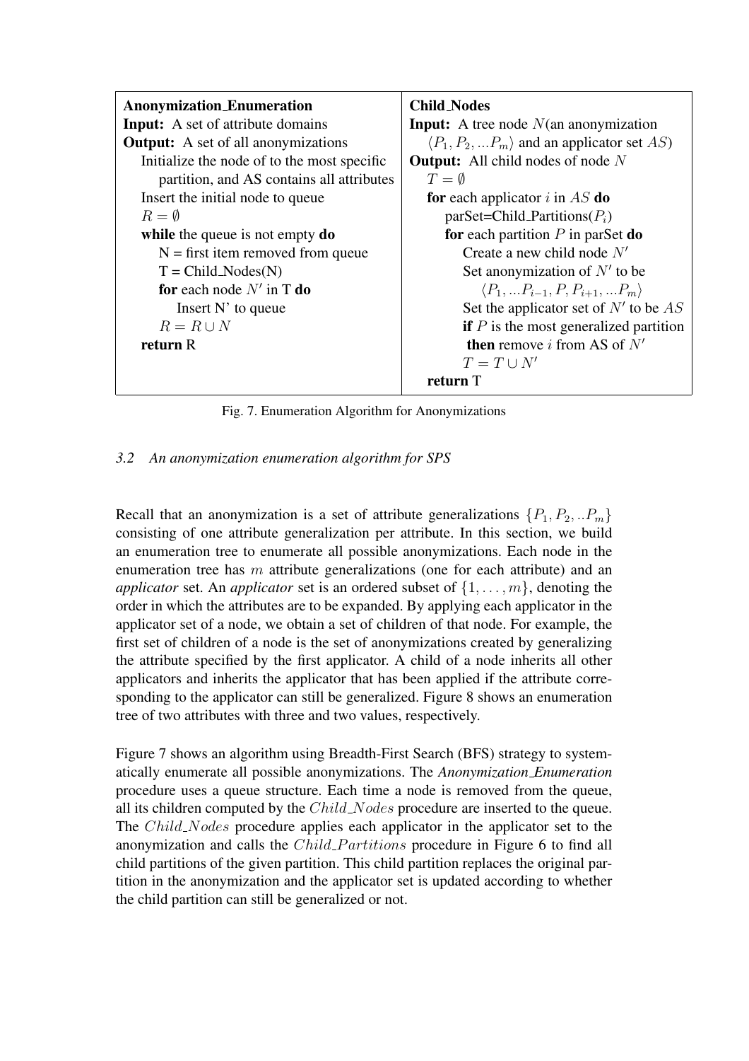```
Anonymization_Enumeration
Input: A set of attribute domains
Output: A set of all anonymizations
    Initialize the node of to the most specific
        partition, and AS contains all attributes
    Insert the initial node to queue
    R = ∅
    while the queue is not empty do
        N = first item removed from queue
        T = Child_Nodes(N)
        for each node N' in T do
            Insert N' to queue
        R = R ∪ N
    return R
```

```
Child_Nodes
Input: A tree node N(an anonymization
    ⟨P_1, P_2, ...P_m⟩ and an applicator set AS)
Output: All child nodes of node N
    T = ∅
    for each applicator i in AS do
        parSet=Child_Partitions(P_i)
        for each partition P in parSet do
            Create a new child node N'
            Set anonymization of N' to be
                ⟨P_1, ...P_{i-1}, P, P_{i+1}, ...P_m⟩
            Set the applicator set of N' to be AS
            if P is the most generalized partition
            then remove i from AS of N'
            T = T ∪ N'
    return T
```

Fig. 7. Enumeration Algorithm for Anonymizations

### *3.2 An anonymization enumeration algorithm for SPS*

Recall that an anonymization is a set of attribute generalizations $\{P_1, P_2, ..P_m\}$ consisting of one attribute generalization per attribute. In this section, we build an enumeration tree to enumerate all possible anonymizations. Each node in the enumeration tree has $m$ attribute generalizations (one for each attribute) and an *applicator* set. An *applicator* set is an ordered subset of $\{1, \ldots, m\}$, denoting the order in which the attributes are to be expanded. By applying each applicator in the applicator set of a node, we obtain a set of children of that node. For example, the first set of children of a node is the set of anonymizations created by generalizing the attribute specified by the first applicator. A child of a node inherits all other applicators and inherits the applicator that has been applied if the attribute corresponding to the applicator can still be generalized. Figure 8 shows an enumeration tree of two attributes with three and two values, respectively.

Figure 7 shows an algorithm using Breadth-First Search (BFS) strategy to systematically enumerate all possible anonymizations. The *Anonymization_Enumeration* procedure uses a queue structure. Each time a node is removed from the queue, all its children computed by the $Child\_Nodes$ procedure are inserted to the queue. The $Child\_Nodes$ procedure applies each applicator in the applicator set to the anonymization and calls the $Child\_Partitions$ procedure in Figure 6 to find all child partitions of the given partition. This child partition replaces the original partition in the anonymization and the applicator set is updated according to whether the child partition can still be generalized or not.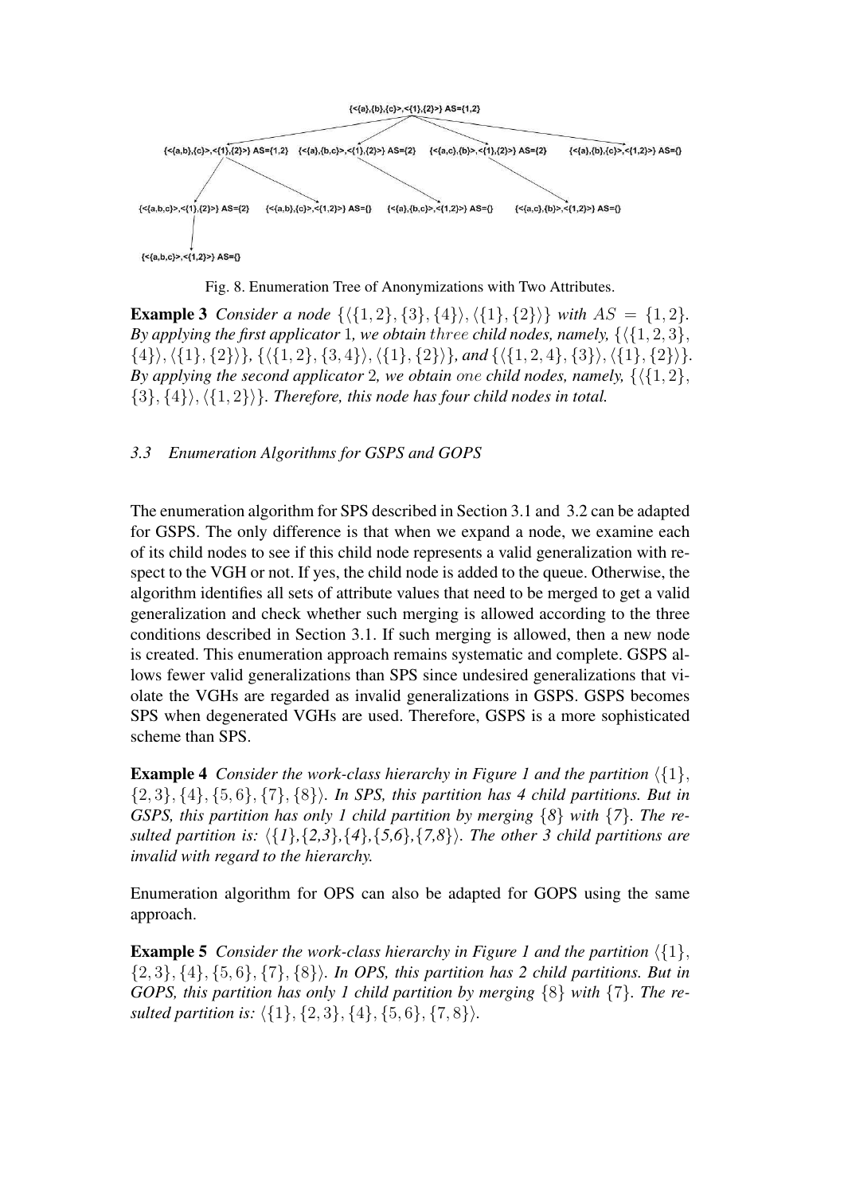Fig. 8. Enumeration Tree of Anonymizations with Two Attributes.

**Example 3** *Consider a node* $\{\langle\{1, 2\}, \{3\}, \{4\}\rangle, \langle\{1\}, \{2\}\rangle\}$ *with* $AS = \{1, 2\}$. *By applying the first applicator* 1*, we obtain* $three$ *child nodes, namely,* $\{\langle\{1, 2, 3\}, \{4\}\rangle, \langle\{1\}, \{2\}\rangle\}$*,* $\{\langle\{1, 2\}, \{3, 4\}\rangle, \langle\{1\}, \{2\}\rangle\}$*, and* $\{\langle\{1, 2, 4\}, \{3\}\rangle, \langle\{1\}, \{2\}\rangle\}$. *By applying the second applicator* 2*, we obtain* $one$ *child nodes, namely,* $\{\langle\{1, 2\}, \{3\}, \{4\}\rangle, \langle\{1, 2\}\rangle\}$. *Therefore, this node has four child nodes in total.*

### *3.3 Enumeration Algorithms for GSPS and GOPS*

The enumeration algorithm for SPS described in Section 3.1 and 3.2 can be adapted for GSPS. The only difference is that when we expand a node, we examine each of its child nodes to see if this child node represents a valid generalization with respect to the VGH or not. If yes, the child node is added to the queue. Otherwise, the algorithm identifies all sets of attribute values that need to be merged to get a valid generalization and check whether such merging is allowed according to the three conditions described in Section 3.1. If such merging is allowed, then a new node is created. This enumeration approach remains systematic and complete. GSPS allows fewer valid generalizations than SPS since undesired generalizations that violate the VGHs are regarded as invalid generalizations in GSPS. GSPS becomes SPS when degenerated VGHs are used. Therefore, GSPS is a more sophisticated scheme than SPS.

**Example 4** *Consider the work-class hierarchy in Figure 1 and the partition* $\langle\{1\}, \{2, 3\}, \{4\}, \{5, 6\}, \{7\}, \{8\}\rangle$. *In SPS, this partition has 4 child partitions. But in GSPS, this partition has only 1 child partition by merging* $\{8\}$ *with* $\{7\}$. *The resulted partition is:* $\langle\{1\},\{2,3\},\{4\},\{5,6\},\{7,8\}\rangle$. *The other 3 child partitions are invalid with regard to the hierarchy.*

Enumeration algorithm for OPS can also be adapted for GOPS using the same approach.

**Example 5** *Consider the work-class hierarchy in Figure 1 and the partition* $\langle\{1\}, \{2, 3\}, \{4\}, \{5, 6\}, \{7\}, \{8\}\rangle$. *In OPS, this partition has 2 child partitions. But in GOPS, this partition has only 1 child partition by merging* $\{8\}$ *with* $\{7\}$. *The resulted partition is:* $\langle\{1\}, \{2, 3\}, \{4\}, \{5, 6\}, \{7, 8\}\rangle$.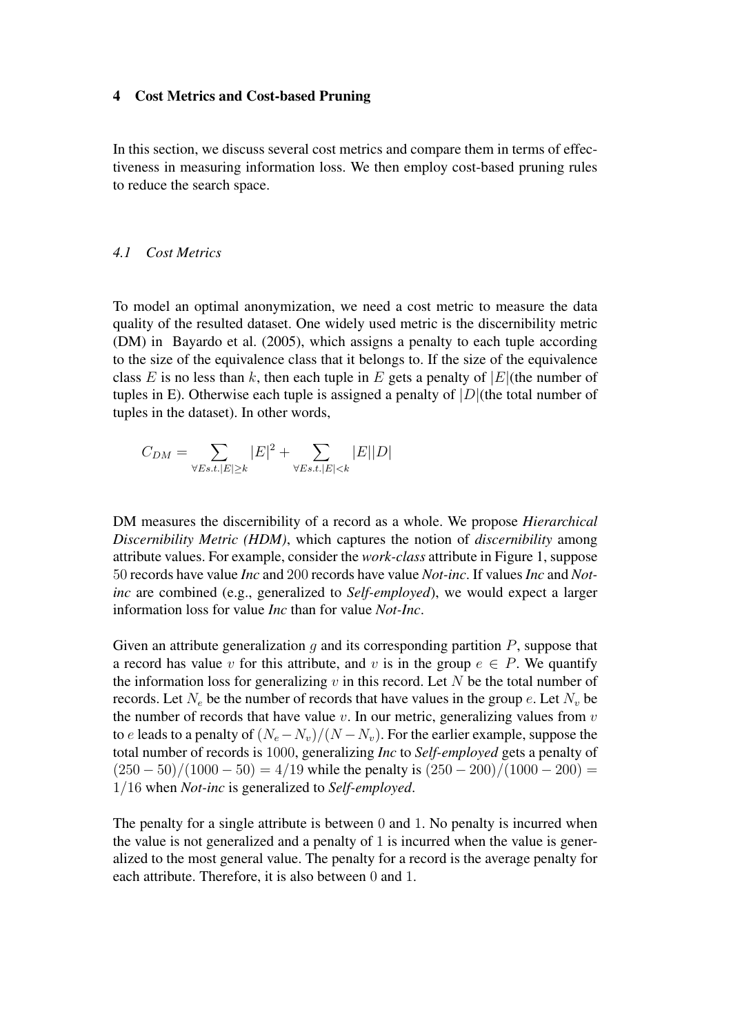## 4 Cost Metrics and Cost-based Pruning

In this section, we discuss several cost metrics and compare them in terms of effectiveness in measuring information loss. We then employ cost-based pruning rules to reduce the search space.

### *4.1 Cost Metrics*

To model an optimal anonymization, we need a cost metric to measure the data quality of the resulted dataset. One widely used metric is the discernibility metric (DM) in Bayardo et al. (2005), which assigns a penalty to each tuple according to the size of the equivalence class that it belongs to. If the size of the equivalence class $E$ is no less than $k$, then each tuple in $E$ gets a penalty of $|E|$(the number of tuples in E). Otherwise each tuple is assigned a penalty of $|D|$(the total number of tuples in the dataset). In other words,

$$C_{DM} = \sum_{\forall E s.t. |E| \geq k} |E|^2 + \sum_{\forall E s.t. |E| < k} |E||D|$$

DM measures the discernibility of a record as a whole. We propose *Hierarchical Discernibility Metric (HDM)*, which captures the notion of *discernibility* among attribute values. For example, consider the *work-class* attribute in Figure 1, suppose 50 records have value *Inc* and 200 records have value *Not-inc*. If values *Inc* and *Not-inc* are combined (e.g., generalized to *Self-employed*), we would expect a larger information loss for value *Inc* than for value *Not-Inc*.

Given an attribute generalization $g$ and its corresponding partition $P$, suppose that a record has value $v$ for this attribute, and $v$ is in the group $e \in P$. We quantify the information loss for generalizing $v$ in this record. Let $N$ be the total number of records. Let $N_e$ be the number of records that have values in the group $e$. Let $N_v$ be the number of records that have value $v$. In our metric, generalizing values from $v$ to $e$ leads to a penalty of $(N_e - N_v)/(N - N_v)$. For the earlier example, suppose the total number of records is 1000, generalizing *Inc* to *Self-employed* gets a penalty of $(250 - 50)/(1000 - 50) = 4/19$ while the penalty is $(250 - 200)/(1000 - 200) = 1/16$ when *Not-inc* is generalized to *Self-employed*.

The penalty for a single attribute is between 0 and 1. No penalty is incurred when the value is not generalized and a penalty of 1 is incurred when the value is generalized to the most general value. The penalty for a record is the average penalty for each attribute. Therefore, it is also between 0 and 1.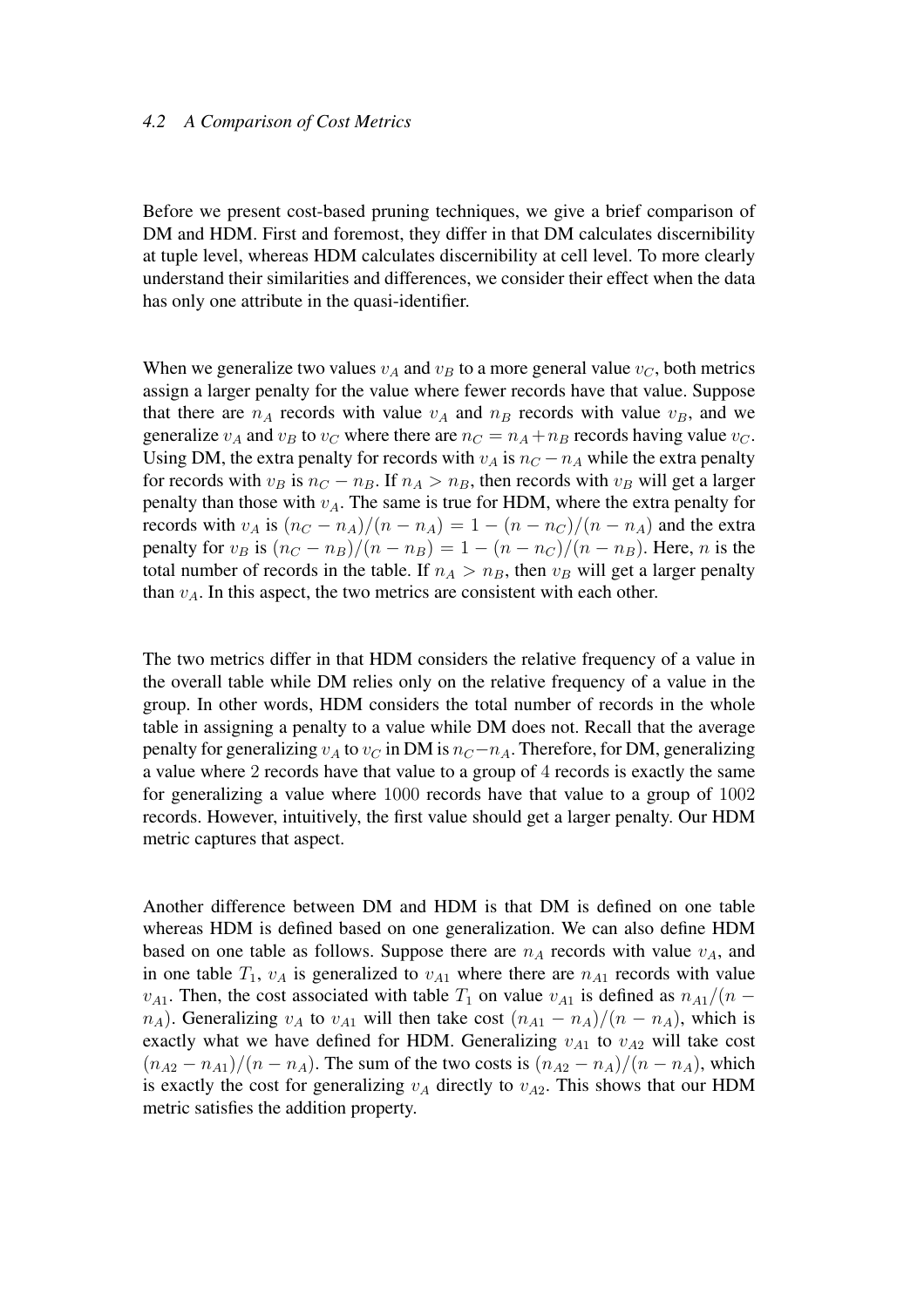### 4.2 A Comparison of Cost Metrics

Before we present cost-based pruning techniques, we give a brief comparison of DM and HDM. First and foremost, they differ in that DM calculates discernibility at tuple level, whereas HDM calculates discernibility at cell level. To more clearly understand their similarities and differences, we consider their effect when the data has only one attribute in the quasi-identifier.

When we generalize two values $v_A$ and $v_B$ to a more general value $v_C$, both metrics assign a larger penalty for the value where fewer records have that value. Suppose that there are $n_A$ records with value $v_A$ and $n_B$ records with value $v_B$, and we generalize $v_A$ and $v_B$ to $v_C$ where there are $n_C = n_A + n_B$ records having value $v_C$. Using DM, the extra penalty for records with $v_A$ is $n_C - n_A$ while the extra penalty for records with $v_B$ is $n_C - n_B$. If $n_A > n_B$, then records with $v_B$ will get a larger penalty than those with $v_A$. The same is true for HDM, where the extra penalty for records with $v_A$ is $(n_C - n_A)/(n - n_A) = 1 - (n - n_C)/(n - n_A)$ and the extra penalty for $v_B$ is $(n_C - n_B)/(n - n_B) = 1 - (n - n_C)/(n - n_B)$. Here, $n$ is the total number of records in the table. If $n_A > n_B$, then $v_B$ will get a larger penalty than $v_A$. In this aspect, the two metrics are consistent with each other.

The two metrics differ in that HDM considers the relative frequency of a value in the overall table while DM relies only on the relative frequency of a value in the group. In other words, HDM considers the total number of records in the whole table in assigning a penalty to a value while DM does not. Recall that the average penalty for generalizing $v_A$ to $v_C$ in DM is $n_C - n_A$. Therefore, for DM, generalizing a value where $2$ records have that value to a group of $4$ records is exactly the same for generalizing a value where $1000$ records have that value to a group of $1002$ records. However, intuitively, the first value should get a larger penalty. Our HDM metric captures that aspect.

Another difference between DM and HDM is that DM is defined on one table whereas HDM is defined based on one generalization. We can also define HDM based on one table as follows. Suppose there are $n_A$ records with value $v_A$, and in one table $T_1$, $v_A$ is generalized to $v_{A1}$ where there are $n_{A1}$ records with value $v_{A1}$. Then, the cost associated with table $T_1$ on value $v_{A1}$ is defined as $n_{A1}/(n - n_A)$. Generalizing $v_A$ to $v_{A1}$ will then take cost $(n_{A1} - n_A)/(n - n_A)$, which is exactly what we have defined for HDM. Generalizing $v_{A1}$ to $v_{A2}$ will take cost $(n_{A2} - n_{A1})/(n - n_A)$. The sum of the two costs is $(n_{A2} - n_A)/(n - n_A)$, which is exactly the cost for generalizing $v_A$ directly to $v_{A2}$. This shows that our HDM metric satisfies the addition property.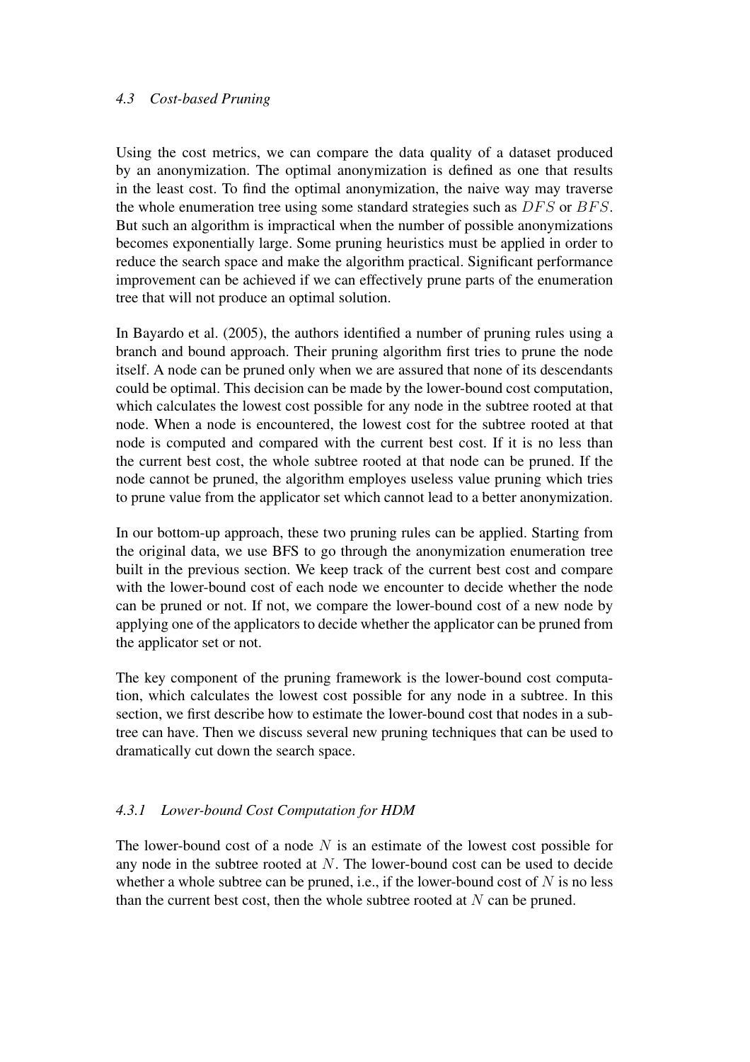### 4.3 Cost-based Pruning

Using the cost metrics, we can compare the data quality of a dataset produced by an anonymization. The optimal anonymization is defined as one that results in the least cost. To find the optimal anonymization, the naive way may traverse the whole enumeration tree using some standard strategies such as $DFS$ or $BFS$. But such an algorithm is impractical when the number of possible anonymizations becomes exponentially large. Some pruning heuristics must be applied in order to reduce the search space and make the algorithm practical. Significant performance improvement can be achieved if we can effectively prune parts of the enumeration tree that will not produce an optimal solution.

In Bayardo et al. (2005), the authors identified a number of pruning rules using a branch and bound approach. Their pruning algorithm first tries to prune the node itself. A node can be pruned only when we are assured that none of its descendants could be optimal. This decision can be made by the lower-bound cost computation, which calculates the lowest cost possible for any node in the subtree rooted at that node. When a node is encountered, the lowest cost for the subtree rooted at that node is computed and compared with the current best cost. If it is no less than the current best cost, the whole subtree rooted at that node can be pruned. If the node cannot be pruned, the algorithm employes useless value pruning which tries to prune value from the applicator set which cannot lead to a better anonymization.

In our bottom-up approach, these two pruning rules can be applied. Starting from the original data, we use BFS to go through the anonymization enumeration tree built in the previous section. We keep track of the current best cost and compare with the lower-bound cost of each node we encounter to decide whether the node can be pruned or not. If not, we compare the lower-bound cost of a new node by applying one of the applicators to decide whether the applicator can be pruned from the applicator set or not.

The key component of the pruning framework is the lower-bound cost computation, which calculates the lowest cost possible for any node in a subtree. In this section, we first describe how to estimate the lower-bound cost that nodes in a subtree can have. Then we discuss several new pruning techniques that can be used to dramatically cut down the search space.

#### 4.3.1 Lower-bound Cost Computation for HDM

The lower-bound cost of a node $N$ is an estimate of the lowest cost possible for any node in the subtree rooted at $N$. The lower-bound cost can be used to decide whether a whole subtree can be pruned, i.e., if the lower-bound cost of $N$ is no less than the current best cost, then the whole subtree rooted at $N$ can be pruned.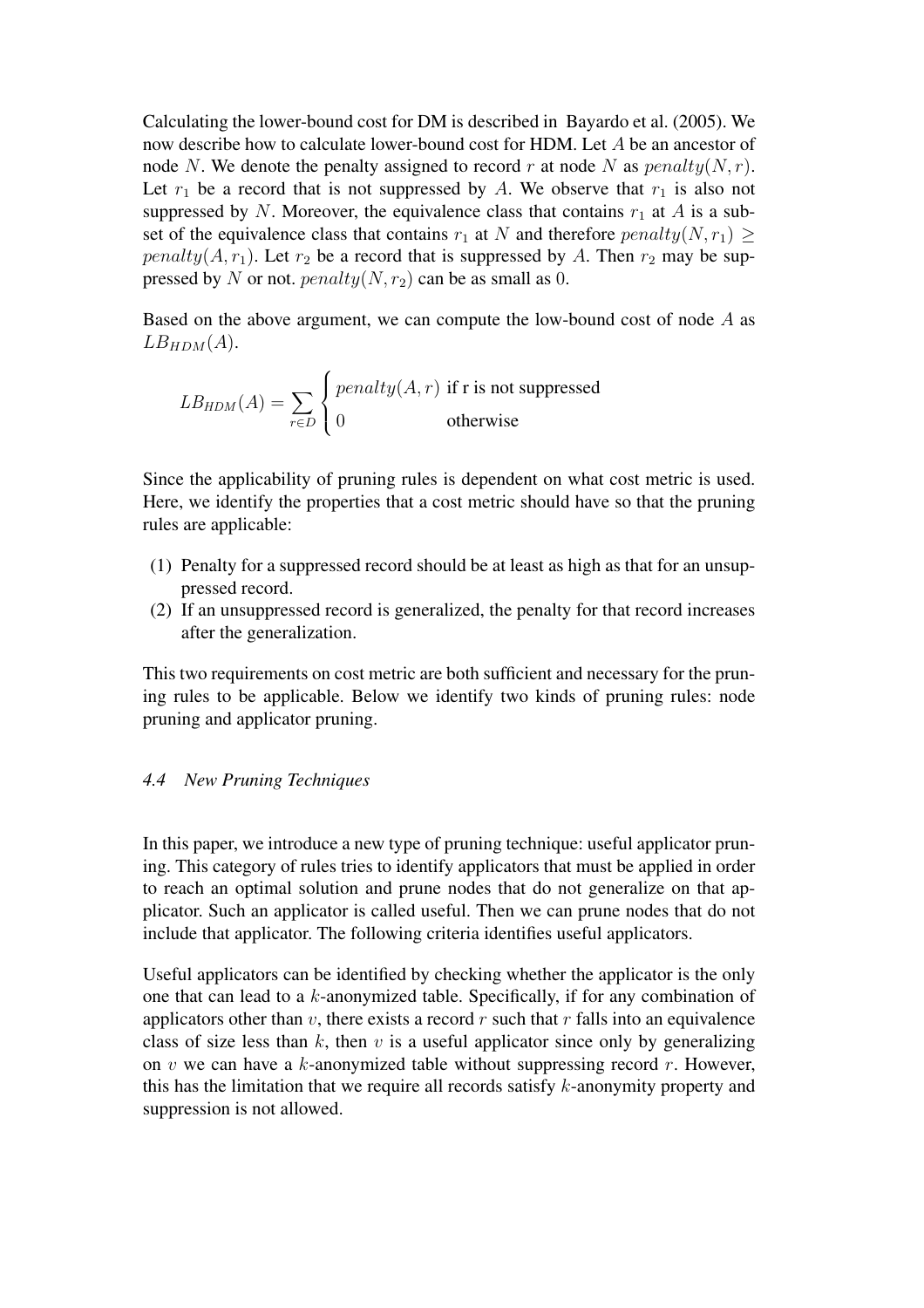Calculating the lower-bound cost for DM is described in Bayardo et al. (2005). We now describe how to calculate lower-bound cost for HDM. Let $A$ be an ancestor of node $N$. We denote the penalty assigned to record $r$ at node $N$ as $penalty(N, r)$. Let $r_1$ be a record that is not suppressed by $A$. We observe that $r_1$ is also not suppressed by $N$. Moreover, the equivalence class that contains $r_1$ at $A$ is a subset of the equivalence class that contains $r_1$ at $N$ and therefore $penalty(N, r_1) \geq penalty(A, r_1)$. Let $r_2$ be a record that is suppressed by $A$. Then $r_2$ may be suppressed by $N$ or not. $penalty(N, r_2)$ can be as small as 0.

Based on the above argument, we can compute the low-bound cost of node $A$ as $LB_{HDM}(A)$.

$$LB_{HDM}(A) = \sum_{r \in D} \begin{cases} penalty(A, r) & \text{if r is not suppressed} \\ 0 & \text{otherwise} \end{cases}$$

Since the applicability of pruning rules is dependent on what cost metric is used. Here, we identify the properties that a cost metric should have so that the pruning rules are applicable:

(1) Penalty for a suppressed record should be at least as high as that for an unsuppressed record.
(2) If an unsuppressed record is generalized, the penalty for that record increases after the generalization.

This two requirements on cost metric are both sufficient and necessary for the pruning rules to be applicable. Below we identify two kinds of pruning rules: node pruning and applicator pruning.

### *4.4 New Pruning Techniques*

In this paper, we introduce a new type of pruning technique: useful applicator pruning. This category of rules tries to identify applicators that must be applied in order to reach an optimal solution and prune nodes that do not generalize on that applicator. Such an applicator is called useful. Then we can prune nodes that do not include that applicator. The following criteria identifies useful applicators.

Useful applicators can be identified by checking whether the applicator is the only one that can lead to a $k$-anonymized table. Specifically, if for any combination of applicators other than $v$, there exists a record $r$ such that $r$ falls into an equivalence class of size less than $k$, then $v$ is a useful applicator since only by generalizing on $v$ we can have a $k$-anonymized table without suppressing record $r$. However, this has the limitation that we require all records satisfy $k$-anonymity property and suppression is not allowed.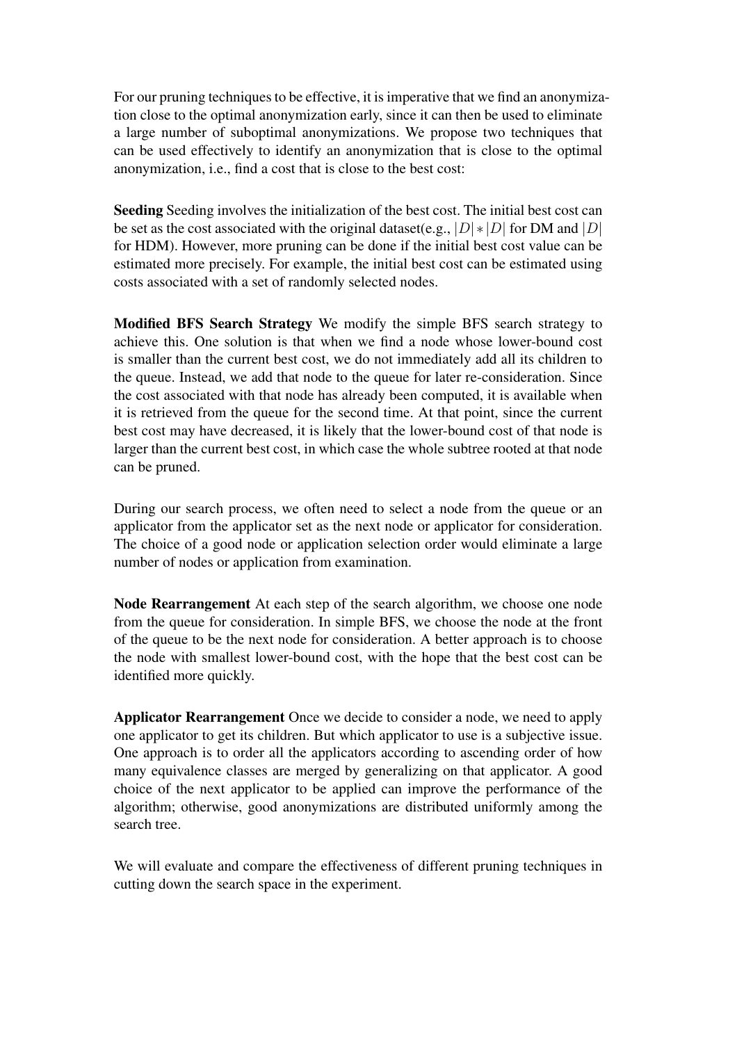For our pruning techniques to be effective, it is imperative that we find an anonymization close to the optimal anonymization early, since it can then be used to eliminate a large number of suboptimal anonymizations. We propose two techniques that can be used effectively to identify an anonymization that is close to the optimal anonymization, i.e., find a cost that is close to the best cost:

**Seeding** Seeding involves the initialization of the best cost. The initial best cost can be set as the cost associated with the original dataset(e.g., $|D| * |D|$ for DM and $|D|$ for HDM). However, more pruning can be done if the initial best cost value can be estimated more precisely. For example, the initial best cost can be estimated using costs associated with a set of randomly selected nodes.

**Modified BFS Search Strategy** We modify the simple BFS search strategy to achieve this. One solution is that when we find a node whose lower-bound cost is smaller than the current best cost, we do not immediately add all its children to the queue. Instead, we add that node to the queue for later re-consideration. Since the cost associated with that node has already been computed, it is available when it is retrieved from the queue for the second time. At that point, since the current best cost may have decreased, it is likely that the lower-bound cost of that node is larger than the current best cost, in which case the whole subtree rooted at that node can be pruned.

During our search process, we often need to select a node from the queue or an applicator from the applicator set as the next node or applicator for consideration. The choice of a good node or application selection order would eliminate a large number of nodes or application from examination.

**Node Rearrangement** At each step of the search algorithm, we choose one node from the queue for consideration. In simple BFS, we choose the node at the front of the queue to be the next node for consideration. A better approach is to choose the node with smallest lower-bound cost, with the hope that the best cost can be identified more quickly.

**Applicator Rearrangement** Once we decide to consider a node, we need to apply one applicator to get its children. But which applicator to use is a subjective issue. One approach is to order all the applicators according to ascending order of how many equivalence classes are merged by generalizing on that applicator. A good choice of the next applicator to be applied can improve the performance of the algorithm; otherwise, good anonymizations are distributed uniformly among the search tree.

We will evaluate and compare the effectiveness of different pruning techniques in cutting down the search space in the experiment.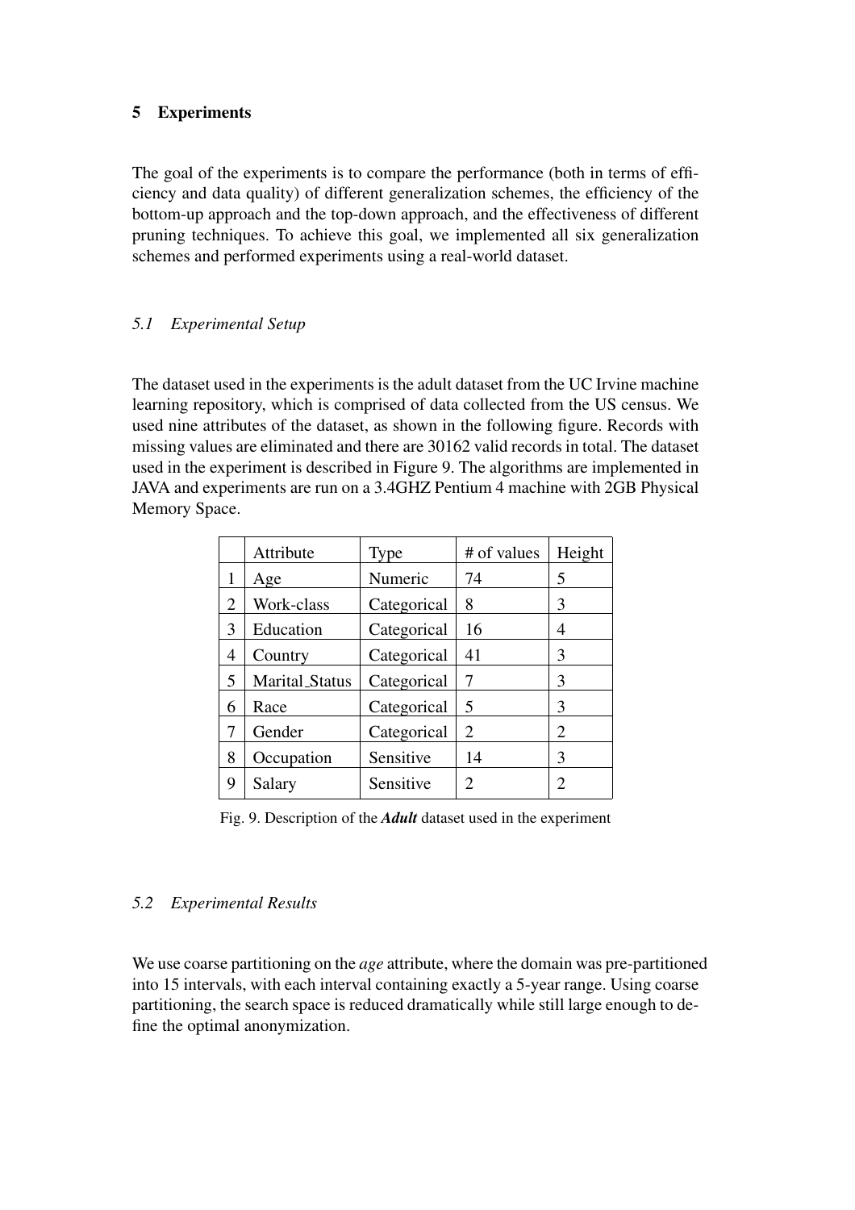## 5 Experiments

The goal of the experiments is to compare the performance (both in terms of efficiency and data quality) of different generalization schemes, the efficiency of the bottom-up approach and the top-down approach, and the effectiveness of different pruning techniques. To achieve this goal, we implemented all six generalization schemes and performed experiments using a real-world dataset.

### *5.1 Experimental Setup*

The dataset used in the experiments is the adult dataset from the UC Irvine machine learning repository, which is comprised of data collected from the US census. We used nine attributes of the dataset, as shown in the following figure. Records with missing values are eliminated and there are 30162 valid records in total. The dataset used in the experiment is described in Figure 9. The algorithms are implemented in JAVA and experiments are run on a 3.4GHZ Pentium 4 machine with 2GB Physical Memory Space.

| | Attribute | Type | # of values | Height |
|---|---|---|---|---|
| 1 | Age | Numeric | 74 | 5 |
| 2 | Work-class | Categorical | 8 | 3 |
| 3 | Education | Categorical | 16 | 4 |
| 4 | Country | Categorical | 41 | 3 |
| 5 | Marital_Status | Categorical | 7 | 3 |
| 6 | Race | Categorical | 5 | 3 |
| 7 | Gender | Categorical | 2 | 2 |
| 8 | Occupation | Sensitive | 14 | 3 |
| 9 | Salary | Sensitive | 2 | 2 |

Fig. 9. Description of the ***Adult*** dataset used in the experiment

### *5.2 Experimental Results*

We use coarse partitioning on the *age* attribute, where the domain was pre-partitioned into 15 intervals, with each interval containing exactly a 5-year range. Using coarse partitioning, the search space is reduced dramatically while still large enough to define the optimal anonymization.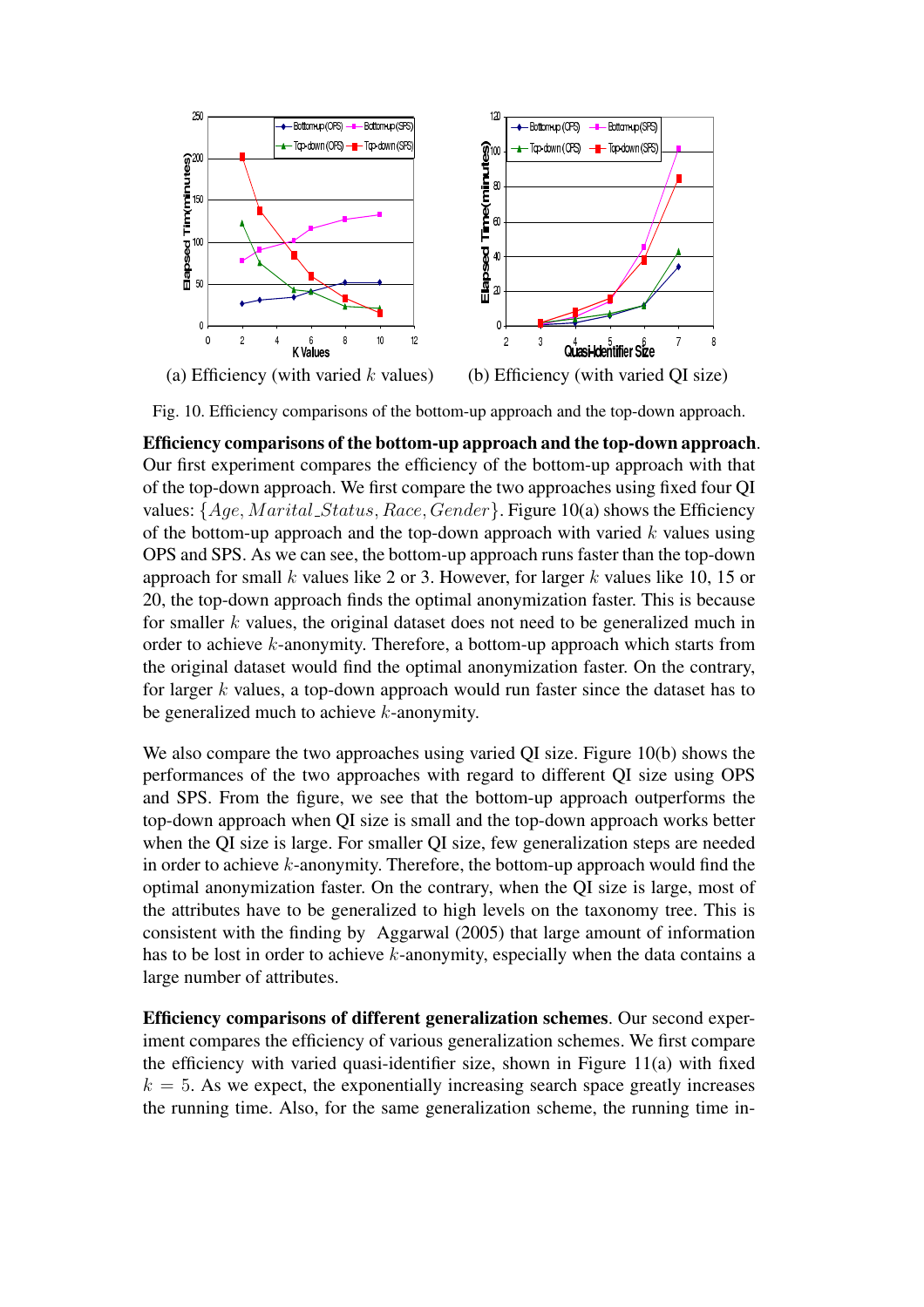(a) Efficiency (with varied $k$ values)

(b) Efficiency (with varied QI size)

Fig. 10. Efficiency comparisons of the bottom-up approach and the top-down approach.

**Efficiency comparisons of the bottom-up approach and the top-down approach**. Our first experiment compares the efficiency of the bottom-up approach with that of the top-down approach. We first compare the two approaches using fixed four QI values: $\{Age, Marital\_Status, Race, Gender\}$. Figure 10(a) shows the Efficiency of the bottom-up approach and the top-down approach with varied $k$ values using OPS and SPS. As we can see, the bottom-up approach runs faster than the top-down approach for small $k$ values like 2 or 3. However, for larger $k$ values like 10, 15 or 20, the top-down approach finds the optimal anonymization faster. This is because for smaller $k$ values, the original dataset does not need to be generalized much in order to achieve $k$-anonymity. Therefore, a bottom-up approach which starts from the original dataset would find the optimal anonymization faster. On the contrary, for larger $k$ values, a top-down approach would run faster since the dataset has to be generalized much to achieve $k$-anonymity.

We also compare the two approaches using varied QI size. Figure 10(b) shows the performances of the two approaches with regard to different QI size using OPS and SPS. From the figure, we see that the bottom-up approach outperforms the top-down approach when QI size is small and the top-down approach works better when the QI size is large. For smaller QI size, few generalization steps are needed in order to achieve $k$-anonymity. Therefore, the bottom-up approach would find the optimal anonymization faster. On the contrary, when the QI size is large, most of the attributes have to be generalized to high levels on the taxonomy tree. This is consistent with the finding by Aggarwal (2005) that large amount of information has to be lost in order to achieve $k$-anonymity, especially when the data contains a large number of attributes.

**Efficiency comparisons of different generalization schemes**. Our second experiment compares the efficiency of various generalization schemes. We first compare the efficiency with varied quasi-identifier size, shown in Figure 11(a) with fixed $k = 5$. As we expect, the exponentially increasing search space greatly increases the running time. Also, for the same generalization scheme, the running time in-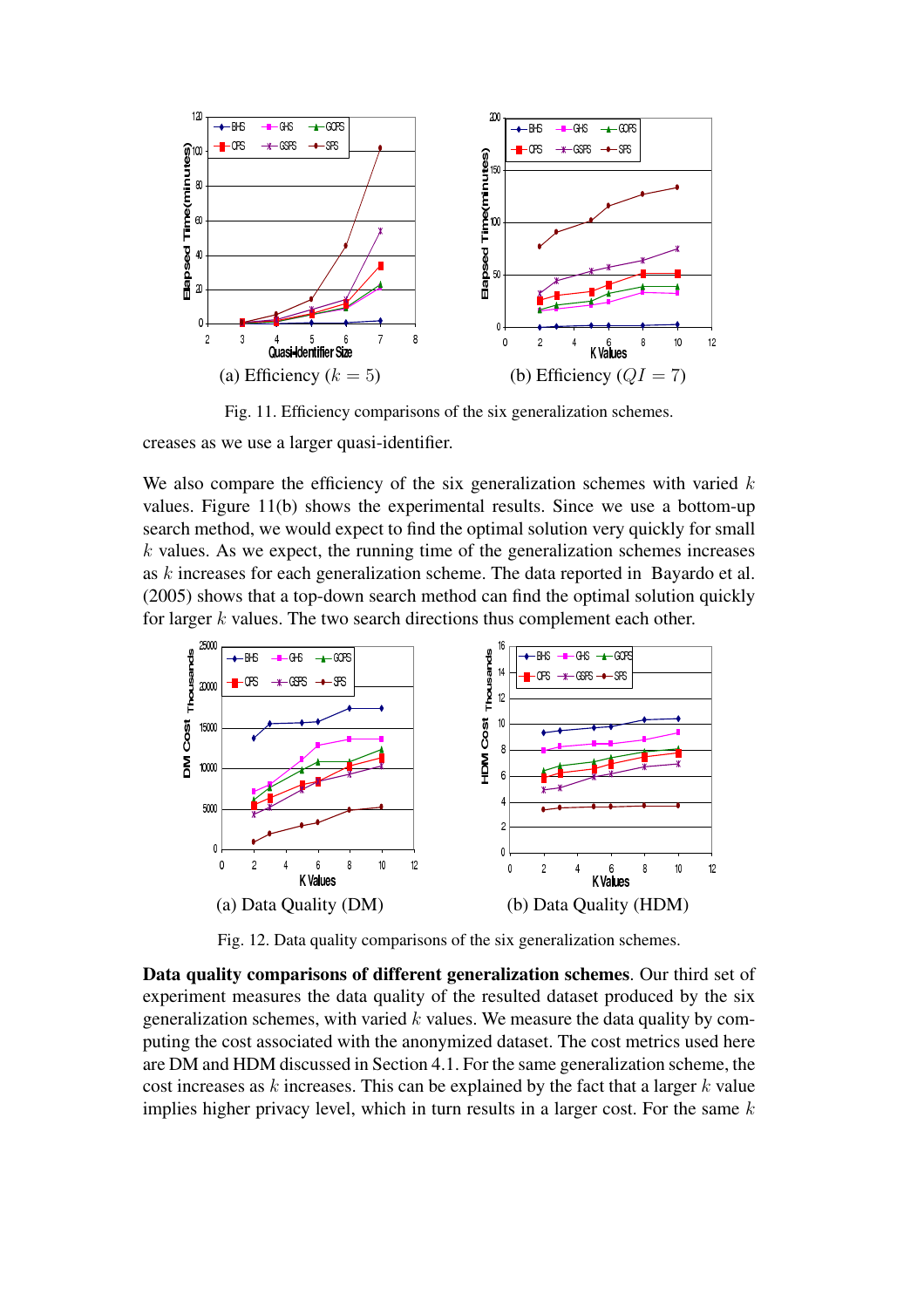(a) Efficiency ($k = 5$)

(b) Efficiency ($QI = 7$)

Fig. 11. Efficiency comparisons of the six generalization schemes.

creases as we use a larger quasi-identifier.

We also compare the efficiency of the six generalization schemes with varied $k$ values. Figure 11(b) shows the experimental results. Since we use a bottom-up search method, we would expect to find the optimal solution very quickly for small $k$ values. As we expect, the running time of the generalization schemes increases as $k$ increases for each generalization scheme. The data reported in Bayardo et al. (2005) shows that a top-down search method can find the optimal solution quickly for larger $k$ values. The two search directions thus complement each other.

(a) Data Quality (DM)

(b) Data Quality (HDM)

Fig. 12. Data quality comparisons of the six generalization schemes.

**Data quality comparisons of different generalization schemes**. Our third set of experiment measures the data quality of the resulted dataset produced by the six generalization schemes, with varied $k$ values. We measure the data quality by computing the cost associated with the anonymized dataset. The cost metrics used here are DM and HDM discussed in Section 4.1. For the same generalization scheme, the cost increases as $k$ increases. This can be explained by the fact that a larger $k$ value implies higher privacy level, which in turn results in a larger cost. For the same $k$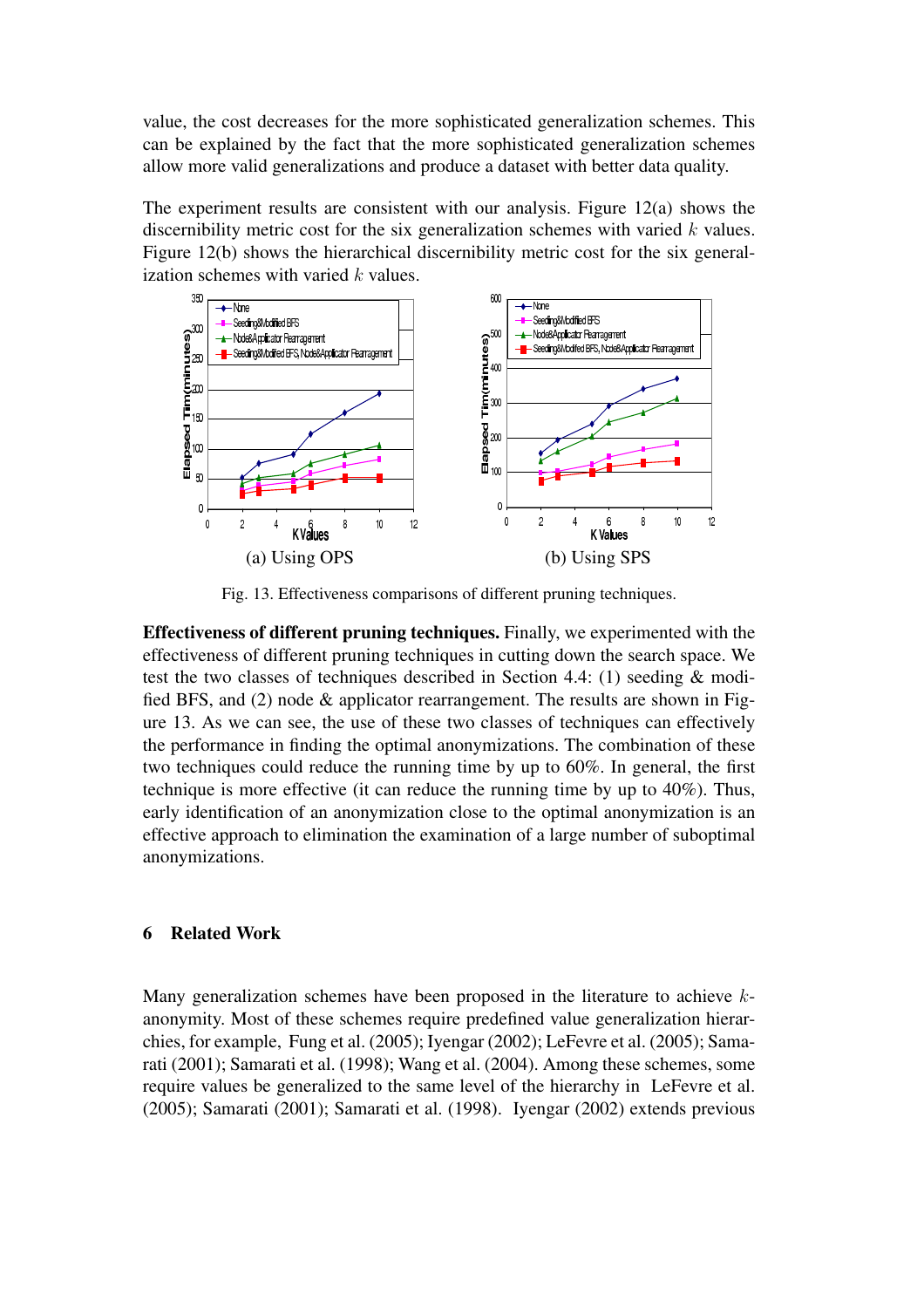value, the cost decreases for the more sophisticated generalization schemes. This can be explained by the fact that the more sophisticated generalization schemes allow more valid generalizations and produce a dataset with better data quality.

The experiment results are consistent with our analysis. Figure 12(a) shows the discernibility metric cost for the six generalization schemes with varied $k$ values. Figure 12(b) shows the hierarchical discernibility metric cost for the six generalization schemes with varied $k$ values.

(a) Using OPS    (b) Using SPS

Fig. 13. Effectiveness comparisons of different pruning techniques.

**Effectiveness of different pruning techniques.** Finally, we experimented with the effectiveness of different pruning techniques in cutting down the search space. We test the two classes of techniques described in Section 4.4: (1) seeding & modified BFS, and (2) node & applicator rearrangement. The results are shown in Figure 13. As we can see, the use of these two classes of techniques can effectively the performance in finding the optimal anonymizations. The combination of these two techniques could reduce the running time by up to 60%. In general, the first technique is more effective (it can reduce the running time by up to 40%). Thus, early identification of an anonymization close to the optimal anonymization is an effective approach to elimination the examination of a large number of suboptimal anonymizations.

## 6 Related Work

Many generalization schemes have been proposed in the literature to achieve $k$-anonymity. Most of these schemes require predefined value generalization hierarchies, for example, Fung et al. (2005); Iyengar (2002); LeFevre et al. (2005); Samarati (2001); Samarati et al. (1998); Wang et al. (2004). Among these schemes, some require values be generalized to the same level of the hierarchy in LeFevre et al. (2005); Samarati (2001); Samarati et al. (1998). Iyengar (2002) extends previous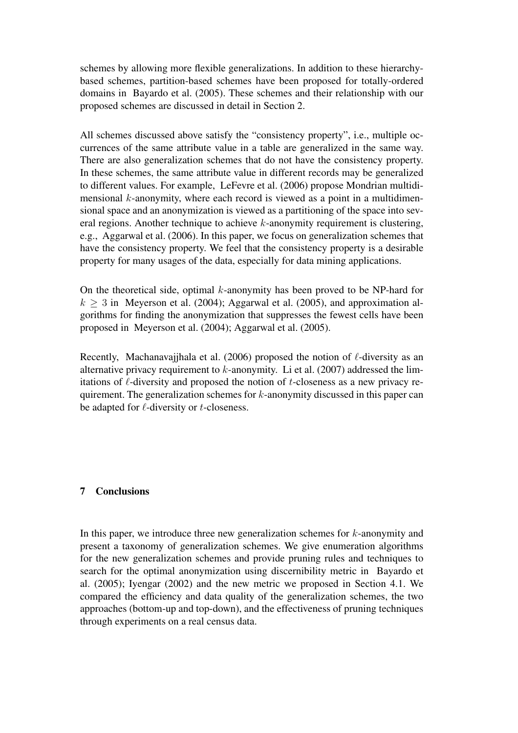schemes by allowing more flexible generalizations. In addition to these hierarchy-based schemes, partition-based schemes have been proposed for totally-ordered domains in Bayardo et al. (2005). These schemes and their relationship with our proposed schemes are discussed in detail in Section 2.

All schemes discussed above satisfy the "consistency property", i.e., multiple occurrences of the same attribute value in a table are generalized in the same way. There are also generalization schemes that do not have the consistency property. In these schemes, the same attribute value in different records may be generalized to different values. For example, LeFevre et al. (2006) propose Mondrian multidimensional $k$-anonymity, where each record is viewed as a point in a multidimensional space and an anonymization is viewed as a partitioning of the space into several regions. Another technique to achieve $k$-anonymity requirement is clustering, e.g., Aggarwal et al. (2006). In this paper, we focus on generalization schemes that have the consistency property. We feel that the consistency property is a desirable property for many usages of the data, especially for data mining applications.

On the theoretical side, optimal $k$-anonymity has been proved to be NP-hard for $k \geq 3$ in Meyerson et al. (2004); Aggarwal et al. (2005), and approximation algorithms for finding the anonymization that suppresses the fewest cells have been proposed in Meyerson et al. (2004); Aggarwal et al. (2005).

Recently, Machanavajjhala et al. (2006) proposed the notion of $\ell$-diversity as an alternative privacy requirement to $k$-anonymity. Li et al. (2007) addressed the limitations of $\ell$-diversity and proposed the notion of $t$-closeness as a new privacy requirement. The generalization schemes for $k$-anonymity discussed in this paper can be adapted for $\ell$-diversity or $t$-closeness.

## 7 Conclusions

In this paper, we introduce three new generalization schemes for $k$-anonymity and present a taxonomy of generalization schemes. We give enumeration algorithms for the new generalization schemes and provide pruning rules and techniques to search for the optimal anonymization using discernibility metric in Bayardo et al. (2005); Iyengar (2002) and the new metric we proposed in Section 4.1. We compared the efficiency and data quality of the generalization schemes, the two approaches (bottom-up and top-down), and the effectiveness of pruning techniques through experiments on a real census data.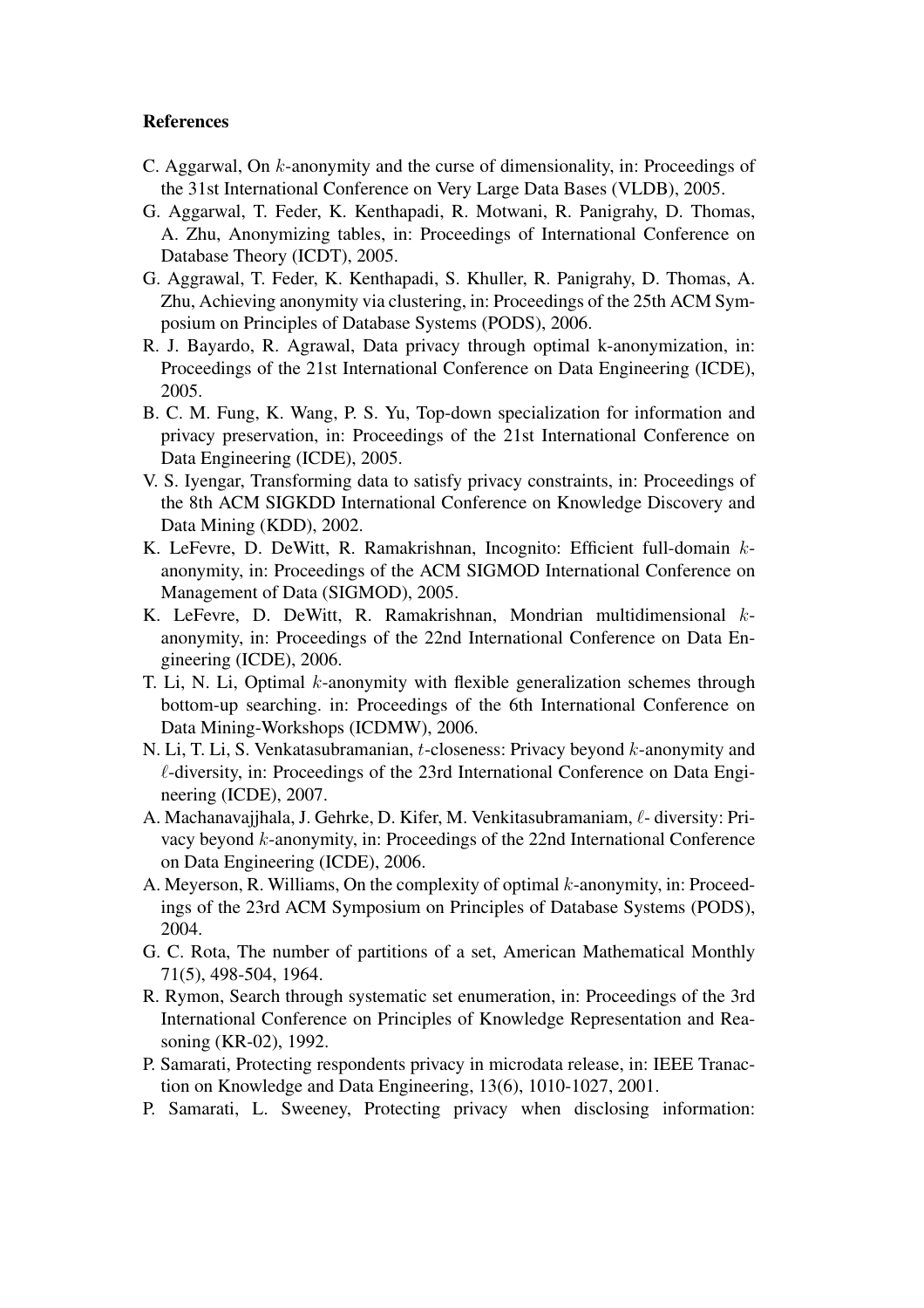**References**

C. Aggarwal, On $k$-anonymity and the curse of dimensionality, in: Proceedings of the 31st International Conference on Very Large Data Bases (VLDB), 2005.

G. Aggarwal, T. Feder, K. Kenthapadi, R. Motwani, R. Panigrahy, D. Thomas, A. Zhu, Anonymizing tables, in: Proceedings of International Conference on Database Theory (ICDT), 2005.

G. Aggrawal, T. Feder, K. Kenthapadi, S. Khuller, R. Panigrahy, D. Thomas, A. Zhu, Achieving anonymity via clustering, in: Proceedings of the 25th ACM Symposium on Principles of Database Systems (PODS), 2006.

R. J. Bayardo, R. Agrawal, Data privacy through optimal k-anonymization, in: Proceedings of the 21st International Conference on Data Engineering (ICDE), 2005.

B. C. M. Fung, K. Wang, P. S. Yu, Top-down specialization for information and privacy preservation, in: Proceedings of the 21st International Conference on Data Engineering (ICDE), 2005.

V. S. Iyengar, Transforming data to satisfy privacy constraints, in: Proceedings of the 8th ACM SIGKDD International Conference on Knowledge Discovery and Data Mining (KDD), 2002.

K. LeFevre, D. DeWitt, R. Ramakrishnan, Incognito: Efficient full-domain $k$-anonymity, in: Proceedings of the ACM SIGMOD International Conference on Management of Data (SIGMOD), 2005.

K. LeFevre, D. DeWitt, R. Ramakrishnan, Mondrian multidimensional $k$-anonymity, in: Proceedings of the 22nd International Conference on Data Engineering (ICDE), 2006.

T. Li, N. Li, Optimal $k$-anonymity with flexible generalization schemes through bottom-up searching. in: Proceedings of the 6th International Conference on Data Mining-Workshops (ICDMW), 2006.

N. Li, T. Li, S. Venkatasubramanian, $t$-closeness: Privacy beyond $k$-anonymity and $\ell$-diversity, in: Proceedings of the 23rd International Conference on Data Engineering (ICDE), 2007.

A. Machanavajjhala, J. Gehrke, D. Kifer, M. Venkitasubramaniam, $\ell$- diversity: Privacy beyond $k$-anonymity, in: Proceedings of the 22nd International Conference on Data Engineering (ICDE), 2006.

A. Meyerson, R. Williams, On the complexity of optimal $k$-anonymity, in: Proceedings of the 23rd ACM Symposium on Principles of Database Systems (PODS), 2004.

G. C. Rota, The number of partitions of a set, American Mathematical Monthly 71(5), 498-504, 1964.

R. Rymon, Search through systematic set enumeration, in: Proceedings of the 3rd International Conference on Principles of Knowledge Representation and Reasoning (KR-02), 1992.

P. Samarati, Protecting respondents privacy in microdata release, in: IEEE Tranaction on Knowledge and Data Engineering, 13(6), 1010-1027, 2001.

P. Samarati, L. Sweeney, Protecting privacy when disclosing information: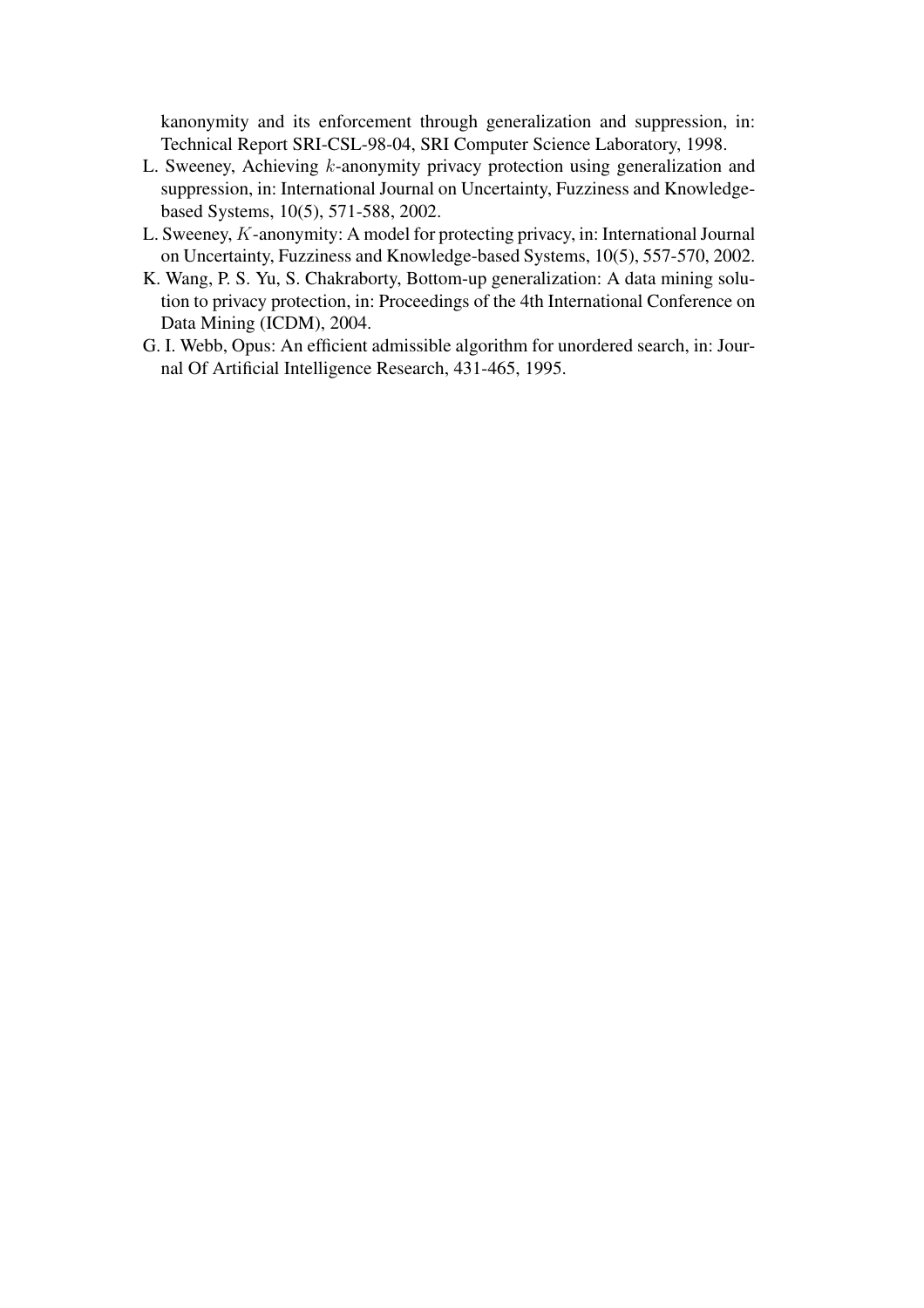kanonymity and its enforcement through generalization and suppression, in: Technical Report SRI-CSL-98-04, SRI Computer Science Laboratory, 1998.

L. Sweeney, Achieving $k$-anonymity privacy protection using generalization and suppression, in: International Journal on Uncertainty, Fuzziness and Knowledge-based Systems, 10(5), 571-588, 2002.

L. Sweeney, $K$-anonymity: A model for protecting privacy, in: International Journal on Uncertainty, Fuzziness and Knowledge-based Systems, 10(5), 557-570, 2002.

K. Wang, P. S. Yu, S. Chakraborty, Bottom-up generalization: A data mining solution to privacy protection, in: Proceedings of the 4th International Conference on Data Mining (ICDM), 2004.

G. I. Webb, Opus: An efficient admissible algorithm for unordered search, in: Journal Of Artificial Intelligence Research, 431-465, 1995.